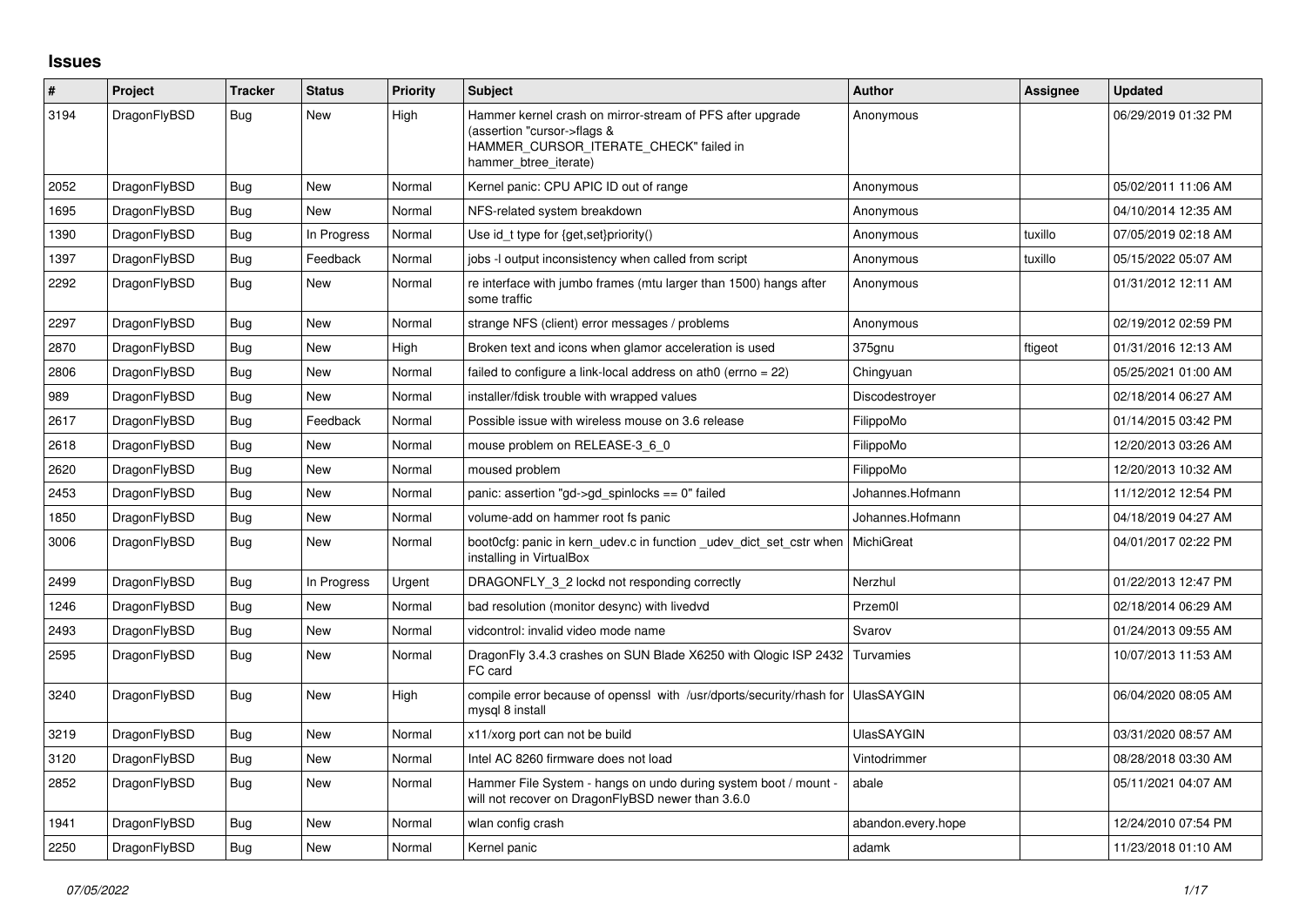## Issues

| # | Project | Tracker | Status | Priority | Subject | Author | Assignee | Updated |
|---|---|---|---|---|---|---|---|---|
| 3194 | DragonFlyBSD | Bug | New | High | Hammer kernel crash on mirror-stream of PFS after upgrade (assertion "cursor->flags & HAMMER_CURSOR_ITERATE_CHECK" failed in hammer_btree_iterate) | Anonymous | | 06/29/2019 01:32 PM |
| 2052 | DragonFlyBSD | Bug | New | Normal | Kernel panic: CPU APIC ID out of range | Anonymous | | 05/02/2011 11:06 AM |
| 1695 | DragonFlyBSD | Bug | New | Normal | NFS-related system breakdown | Anonymous | | 04/10/2014 12:35 AM |
| 1390 | DragonFlyBSD | Bug | In Progress | Normal | Use id_t type for {get,set}priority() | Anonymous | tuxillo | 07/05/2019 02:18 AM |
| 1397 | DragonFlyBSD | Bug | Feedback | Normal | jobs -l output inconsistency when called from script | Anonymous | tuxillo | 05/15/2022 05:07 AM |
| 2292 | DragonFlyBSD | Bug | New | Normal | re interface with jumbo frames (mtu larger than 1500) hangs after some traffic | Anonymous | | 01/31/2012 12:11 AM |
| 2297 | DragonFlyBSD | Bug | New | Normal | strange NFS (client) error messages / problems | Anonymous | | 02/19/2012 02:59 PM |
| 2870 | DragonFlyBSD | Bug | New | High | Broken text and icons when glamor acceleration is used | 375gnu | ftigeot | 01/31/2016 12:13 AM |
| 2806 | DragonFlyBSD | Bug | New | Normal | failed to configure a link-local address on ath0 (errno = 22) | Chingyuan | | 05/25/2021 01:00 AM |
| 989 | DragonFlyBSD | Bug | New | Normal | installer/fdisk trouble with wrapped values | Discodestroyer | | 02/18/2014 06:27 AM |
| 2617 | DragonFlyBSD | Bug | Feedback | Normal | Possible issue with wireless mouse on 3.6 release | FilippoMo | | 01/14/2015 03:42 PM |
| 2618 | DragonFlyBSD | Bug | New | Normal | mouse problem on RELEASE-3_6_0 | FilippoMo | | 12/20/2013 03:26 AM |
| 2620 | DragonFlyBSD | Bug | New | Normal | moused problem | FilippoMo | | 12/20/2013 10:32 AM |
| 2453 | DragonFlyBSD | Bug | New | Normal | panic: assertion "gd->gd_spinlocks == 0" failed | Johannes.Hofmann | | 11/12/2012 12:54 PM |
| 1850 | DragonFlyBSD | Bug | New | Normal | volume-add on hammer root fs panic | Johannes.Hofmann | | 04/18/2019 04:27 AM |
| 3006 | DragonFlyBSD | Bug | New | Normal | boot0cfg: panic in kern_udev.c in function _udev_dict_set_cstr when installing in VirtualBox | MichiGreat | | 04/01/2017 02:22 PM |
| 2499 | DragonFlyBSD | Bug | In Progress | Urgent | DRAGONFLY_3_2 lockd not responding correctly | Nerzhul | | 01/22/2013 12:47 PM |
| 1246 | DragonFlyBSD | Bug | New | Normal | bad resolution (monitor desync) with livedvd | Przem0l | | 02/18/2014 06:29 AM |
| 2493 | DragonFlyBSD | Bug | New | Normal | vidcontrol: invalid video mode name | Svarov | | 01/24/2013 09:55 AM |
| 2595 | DragonFlyBSD | Bug | New | Normal | DragonFly 3.4.3 crashes on SUN Blade X6250 with Qlogic ISP 2432 FC card | Turvamies | | 10/07/2013 11:53 AM |
| 3240 | DragonFlyBSD | Bug | New | High | compile error because of openssl with /usr/dports/security/rhash for mysql 8 install | UlasSAYGIN | | 06/04/2020 08:05 AM |
| 3219 | DragonFlyBSD | Bug | New | Normal | x11/xorg port can not be build | UlasSAYGIN | | 03/31/2020 08:57 AM |
| 3120 | DragonFlyBSD | Bug | New | Normal | Intel AC 8260 firmware does not load | Vintodrimmer | | 08/28/2018 03:30 AM |
| 2852 | DragonFlyBSD | Bug | New | Normal | Hammer File System - hangs on undo during system boot / mount - will not recover on DragonFlyBSD newer than 3.6.0 | abale | | 05/11/2021 04:07 AM |
| 1941 | DragonFlyBSD | Bug | New | Normal | wlan config crash | abandon.every.hope | | 12/24/2010 07:54 PM |
| 2250 | DragonFlyBSD | Bug | New | Normal | Kernel panic | adamk | | 11/23/2018 01:10 AM |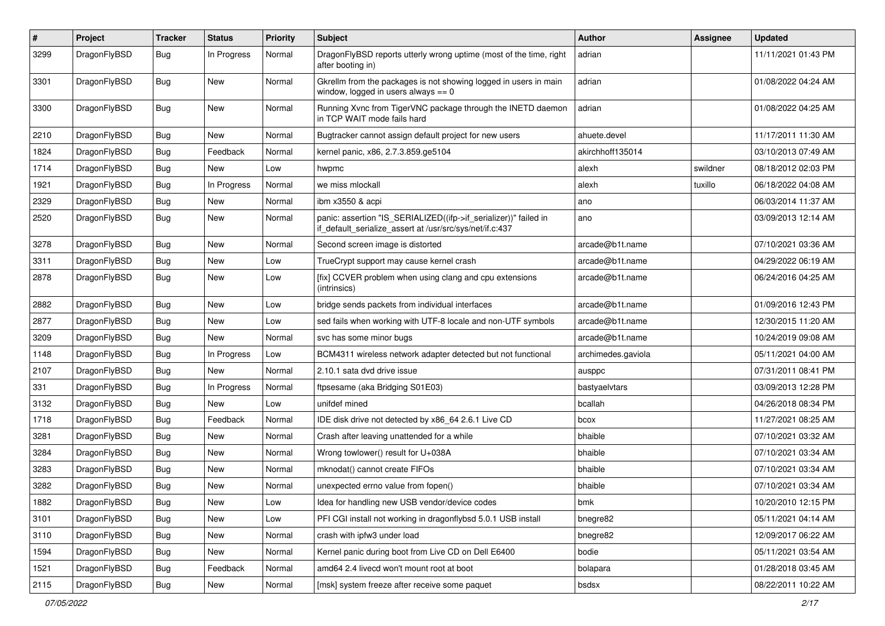| # | Project | Tracker | Status | Priority | Subject | Author | Assignee | Updated |
|---|---|---|---|---|---|---|---|---|
| 3299 | DragonFlyBSD | Bug | In Progress | Normal | DragonFlyBSD reports utterly wrong uptime (most of the time, right after booting in) | adrian | | 11/11/2021 01:43 PM |
| 3301 | DragonFlyBSD | Bug | New | Normal | Gkrellm from the packages is not showing logged in users in main window, logged in users always == 0 | adrian | | 01/08/2022 04:24 AM |
| 3300 | DragonFlyBSD | Bug | New | Normal | Running Xvnc from TigerVNC package through the INETD daemon in TCP WAIT mode fails hard | adrian | | 01/08/2022 04:25 AM |
| 2210 | DragonFlyBSD | Bug | New | Normal | Bugtracker cannot assign default project for new users | ahuete.devel | | 11/17/2011 11:30 AM |
| 1824 | DragonFlyBSD | Bug | Feedback | Normal | kernel panic, x86, 2.7.3.859.ge5104 | akirchhoff135014 | | 03/10/2013 07:49 AM |
| 1714 | DragonFlyBSD | Bug | New | Low | hwpmc | alexh | swildner | 08/18/2012 02:03 PM |
| 1921 | DragonFlyBSD | Bug | In Progress | Normal | we miss mlockall | alexh | tuxillo | 06/18/2022 04:08 AM |
| 2329 | DragonFlyBSD | Bug | New | Normal | ibm x3550 & acpi | ano | | 06/03/2014 11:37 AM |
| 2520 | DragonFlyBSD | Bug | New | Normal | panic: assertion "IS_SERIALIZED((ifp->if_serializer))" failed in if_default_serialize_assert at /usr/src/sys/net/if.c:437 | ano | | 03/09/2013 12:14 AM |
| 3278 | DragonFlyBSD | Bug | New | Normal | Second screen image is distorted | arcade@b1t.name | | 07/10/2021 03:36 AM |
| 3311 | DragonFlyBSD | Bug | New | Low | TrueCrypt support may cause kernel crash | arcade@b1t.name | | 04/29/2022 06:19 AM |
| 2878 | DragonFlyBSD | Bug | New | Low | [fix] CCVER problem when using clang and cpu extensions (intrinsics) | arcade@b1t.name | | 06/24/2016 04:25 AM |
| 2882 | DragonFlyBSD | Bug | New | Low | bridge sends packets from individual interfaces | arcade@b1t.name | | 01/09/2016 12:43 PM |
| 2877 | DragonFlyBSD | Bug | New | Low | sed fails when working with UTF-8 locale and non-UTF symbols | arcade@b1t.name | | 12/30/2015 11:20 AM |
| 3209 | DragonFlyBSD | Bug | New | Normal | svc has some minor bugs | arcade@b1t.name | | 10/24/2019 09:08 AM |
| 1148 | DragonFlyBSD | Bug | In Progress | Low | BCM4311 wireless network adapter detected but not functional | archimedes.gaviola | | 05/11/2021 04:00 AM |
| 2107 | DragonFlyBSD | Bug | New | Normal | 2.10.1 sata dvd drive issue | ausppc | | 07/31/2011 08:41 PM |
| 331 | DragonFlyBSD | Bug | In Progress | Normal | ftpsesame (aka Bridging S01E03) | bastyaelvtars | | 03/09/2013 12:28 PM |
| 3132 | DragonFlyBSD | Bug | New | Low | unifdef mined | bcallah | | 04/26/2018 08:34 PM |
| 1718 | DragonFlyBSD | Bug | Feedback | Normal | IDE disk drive not detected by x86_64 2.6.1 Live CD | bcox | | 11/27/2021 08:25 AM |
| 3281 | DragonFlyBSD | Bug | New | Normal | Crash after leaving unattended for a while | bhaible | | 07/10/2021 03:32 AM |
| 3284 | DragonFlyBSD | Bug | New | Normal | Wrong towlower() result for U+038A | bhaible | | 07/10/2021 03:34 AM |
| 3283 | DragonFlyBSD | Bug | New | Normal | mknodat() cannot create FIFOs | bhaible | | 07/10/2021 03:34 AM |
| 3282 | DragonFlyBSD | Bug | New | Normal | unexpected errno value from fopen() | bhaible | | 07/10/2021 03:34 AM |
| 1882 | DragonFlyBSD | Bug | New | Low | Idea for handling new USB vendor/device codes | bmk | | 10/20/2010 12:15 PM |
| 3101 | DragonFlyBSD | Bug | New | Low | PFI CGI install not working in dragonflybsd 5.0.1 USB install | bnegre82 | | 05/11/2021 04:14 AM |
| 3110 | DragonFlyBSD | Bug | New | Normal | crash with ipfw3 under load | bnegre82 | | 12/09/2017 06:22 AM |
| 1594 | DragonFlyBSD | Bug | New | Normal | Kernel panic during boot from Live CD on Dell E6400 | bodie | | 05/11/2021 03:54 AM |
| 1521 | DragonFlyBSD | Bug | Feedback | Normal | amd64 2.4 livecd won't mount root at boot | bolapara | | 01/28/2018 03:45 AM |
| 2115 | DragonFlyBSD | Bug | New | Normal | [msk] system freeze after receive some paquet | bsdsx | | 08/22/2011 10:22 AM |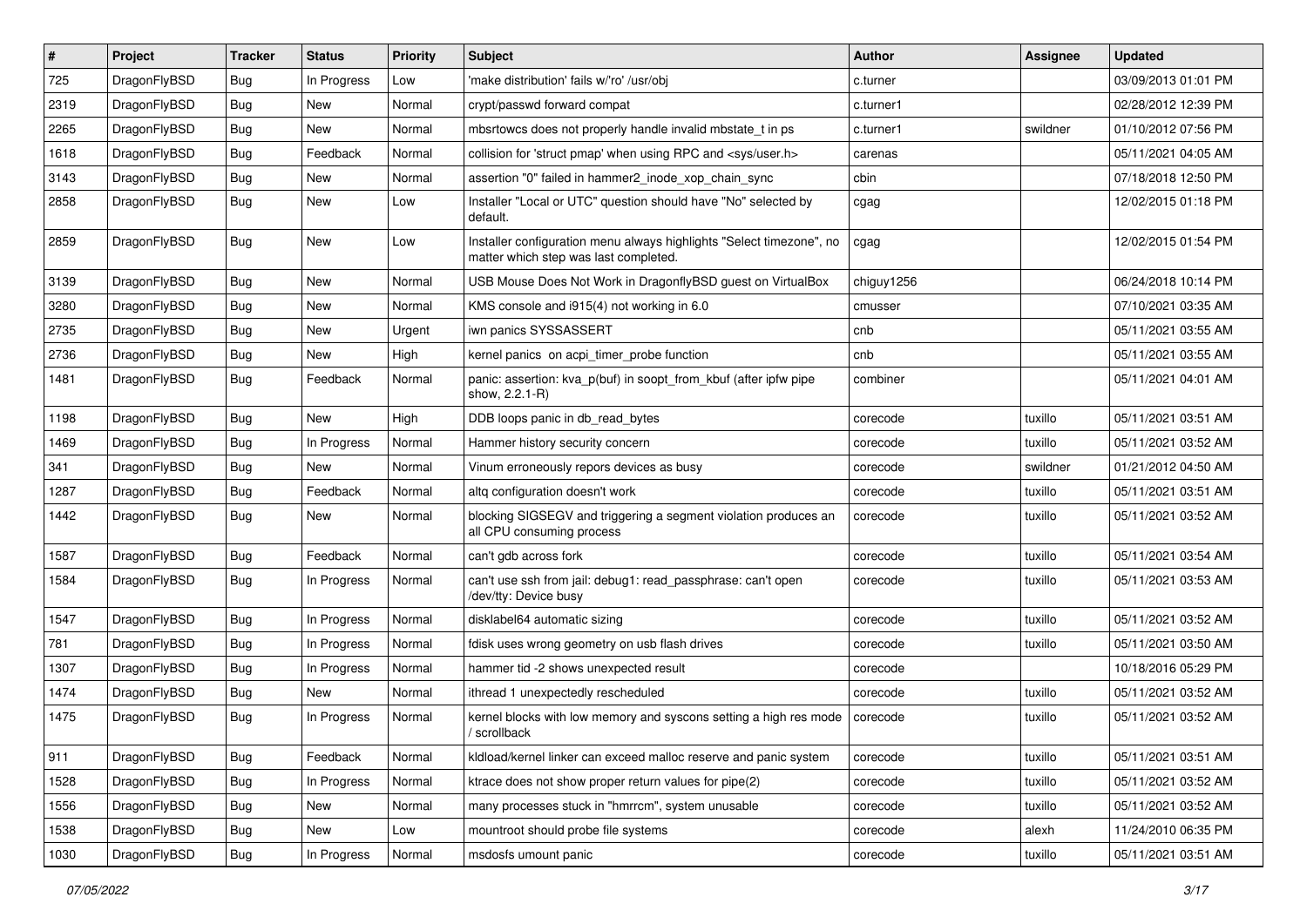| # | Project | Tracker | Status | Priority | Subject | Author | Assignee | Updated |
|---|---|---|---|---|---|---|---|---|
| 725 | DragonFlyBSD | Bug | In Progress | Low | 'make distribution' fails w/'ro' /usr/obj | c.turner | | 03/09/2013 01:01 PM |
| 2319 | DragonFlyBSD | Bug | New | Normal | crypt/passwd forward compat | c.turner1 | | 02/28/2012 12:39 PM |
| 2265 | DragonFlyBSD | Bug | New | Normal | mbsrtowcs does not properly handle invalid mbstate_t in ps | c.turner1 | swildner | 01/10/2012 07:56 PM |
| 1618 | DragonFlyBSD | Bug | Feedback | Normal | collision for 'struct pmap' when using RPC and <sys/user.h> | carenas | | 05/11/2021 04:05 AM |
| 3143 | DragonFlyBSD | Bug | New | Normal | assertion "0" failed in hammer2_inode_xop_chain_sync | cbin | | 07/18/2018 12:50 PM |
| 2858 | DragonFlyBSD | Bug | New | Low | Installer "Local or UTC" question should have "No" selected by default. | cgag | | 12/02/2015 01:18 PM |
| 2859 | DragonFlyBSD | Bug | New | Low | Installer configuration menu always highlights "Select timezone", no matter which step was last completed. | cgag | | 12/02/2015 01:54 PM |
| 3139 | DragonFlyBSD | Bug | New | Normal | USB Mouse Does Not Work in DragonflyBSD guest on VirtualBox | chiguy1256 | | 06/24/2018 10:14 PM |
| 3280 | DragonFlyBSD | Bug | New | Normal | KMS console and i915(4) not working in 6.0 | cmusser | | 07/10/2021 03:35 AM |
| 2735 | DragonFlyBSD | Bug | New | Urgent | iwn panics SYSSASSERT | cnb | | 05/11/2021 03:55 AM |
| 2736 | DragonFlyBSD | Bug | New | High | kernel panics on acpi_timer_probe function | cnb | | 05/11/2021 03:55 AM |
| 1481 | DragonFlyBSD | Bug | Feedback | Normal | panic: assertion: kva_p(buf) in soopt_from_kbuf (after ipfw pipe show, 2.2.1-R) | combiner | | 05/11/2021 04:01 AM |
| 1198 | DragonFlyBSD | Bug | New | High | DDB loops panic in db_read_bytes | corecode | tuxillo | 05/11/2021 03:51 AM |
| 1469 | DragonFlyBSD | Bug | In Progress | Normal | Hammer history security concern | corecode | tuxillo | 05/11/2021 03:52 AM |
| 341 | DragonFlyBSD | Bug | New | Normal | Vinum erroneously repors devices as busy | corecode | swildner | 01/21/2012 04:50 AM |
| 1287 | DragonFlyBSD | Bug | Feedback | Normal | altq configuration doesn't work | corecode | tuxillo | 05/11/2021 03:51 AM |
| 1442 | DragonFlyBSD | Bug | New | Normal | blocking SIGSEGV and triggering a segment violation produces an all CPU consuming process | corecode | tuxillo | 05/11/2021 03:52 AM |
| 1587 | DragonFlyBSD | Bug | Feedback | Normal | can't gdb across fork | corecode | tuxillo | 05/11/2021 03:54 AM |
| 1584 | DragonFlyBSD | Bug | In Progress | Normal | can't use ssh from jail: debug1: read_passphrase: can't open /dev/tty: Device busy | corecode | tuxillo | 05/11/2021 03:53 AM |
| 1547 | DragonFlyBSD | Bug | In Progress | Normal | disklabel64 automatic sizing | corecode | tuxillo | 05/11/2021 03:52 AM |
| 781 | DragonFlyBSD | Bug | In Progress | Normal | fdisk uses wrong geometry on usb flash drives | corecode | tuxillo | 05/11/2021 03:50 AM |
| 1307 | DragonFlyBSD | Bug | In Progress | Normal | hammer tid -2 shows unexpected result | corecode | | 10/18/2016 05:29 PM |
| 1474 | DragonFlyBSD | Bug | New | Normal | ithread 1 unexpectedly rescheduled | corecode | tuxillo | 05/11/2021 03:52 AM |
| 1475 | DragonFlyBSD | Bug | In Progress | Normal | kernel blocks with low memory and syscons setting a high res mode / scrollback | corecode | tuxillo | 05/11/2021 03:52 AM |
| 911 | DragonFlyBSD | Bug | Feedback | Normal | kldload/kernel linker can exceed malloc reserve and panic system | corecode | tuxillo | 05/11/2021 03:51 AM |
| 1528 | DragonFlyBSD | Bug | In Progress | Normal | ktrace does not show proper return values for pipe(2) | corecode | tuxillo | 05/11/2021 03:52 AM |
| 1556 | DragonFlyBSD | Bug | New | Normal | many processes stuck in "hmrrcm", system unusable | corecode | tuxillo | 05/11/2021 03:52 AM |
| 1538 | DragonFlyBSD | Bug | New | Low | mountroot should probe file systems | corecode | alexh | 11/24/2010 06:35 PM |
| 1030 | DragonFlyBSD | Bug | In Progress | Normal | msdosfs umount panic | corecode | tuxillo | 05/11/2021 03:51 AM |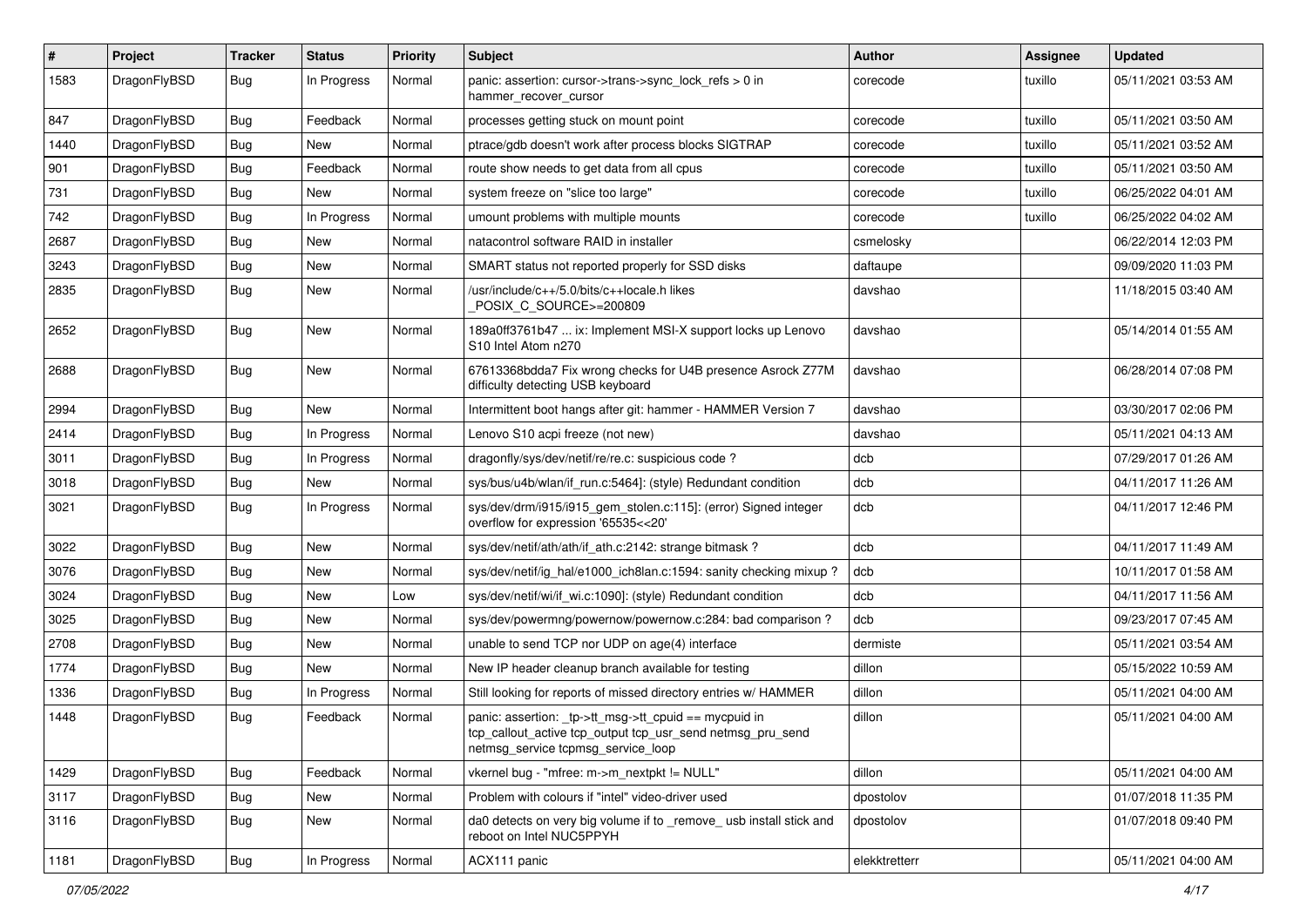| # | Project | Tracker | Status | Priority | Subject | Author | Assignee | Updated |
|---|---|---|---|---|---|---|---|---|
| 1583 | DragonFlyBSD | Bug | In Progress | Normal | panic: assertion: cursor->trans->sync_lock_refs > 0 in hammer_recover_cursor | corecode | tuxillo | 05/11/2021 03:53 AM |
| 847 | DragonFlyBSD | Bug | Feedback | Normal | processes getting stuck on mount point | corecode | tuxillo | 05/11/2021 03:50 AM |
| 1440 | DragonFlyBSD | Bug | New | Normal | ptrace/gdb doesn't work after process blocks SIGTRAP | corecode | tuxillo | 05/11/2021 03:52 AM |
| 901 | DragonFlyBSD | Bug | Feedback | Normal | route show needs to get data from all cpus | corecode | tuxillo | 05/11/2021 03:50 AM |
| 731 | DragonFlyBSD | Bug | New | Normal | system freeze on "slice too large" | corecode | tuxillo | 06/25/2022 04:01 AM |
| 742 | DragonFlyBSD | Bug | In Progress | Normal | umount problems with multiple mounts | corecode | tuxillo | 06/25/2022 04:02 AM |
| 2687 | DragonFlyBSD | Bug | New | Normal | natacontrol software RAID in installer | csmelosky | | 06/22/2014 12:03 PM |
| 3243 | DragonFlyBSD | Bug | New | Normal | SMART status not reported properly for SSD disks | daftaupe | | 09/09/2020 11:03 PM |
| 2835 | DragonFlyBSD | Bug | New | Normal | /usr/include/c++/5.0/bits/c++locale.h likes _POSIX_C_SOURCE>=200809 | davshao | | 11/18/2015 03:40 AM |
| 2652 | DragonFlyBSD | Bug | New | Normal | 189a0ff3761b47 ... ix: Implement MSI-X support locks up Lenovo S10 Intel Atom n270 | davshao | | 05/14/2014 01:55 AM |
| 2688 | DragonFlyBSD | Bug | New | Normal | 67613368bdda7 Fix wrong checks for U4B presence Asrock Z77M difficulty detecting USB keyboard | davshao | | 06/28/2014 07:08 PM |
| 2994 | DragonFlyBSD | Bug | New | Normal | Intermittent boot hangs after git: hammer - HAMMER Version 7 | davshao | | 03/30/2017 02:06 PM |
| 2414 | DragonFlyBSD | Bug | In Progress | Normal | Lenovo S10 acpi freeze (not new) | davshao | | 05/11/2021 04:13 AM |
| 3011 | DragonFlyBSD | Bug | In Progress | Normal | dragonfly/sys/dev/netif/re/re.c: suspicious code ? | dcb | | 07/29/2017 01:26 AM |
| 3018 | DragonFlyBSD | Bug | New | Normal | sys/bus/u4b/wlan/if_run.c:5464]: (style) Redundant condition | dcb | | 04/11/2017 11:26 AM |
| 3021 | DragonFlyBSD | Bug | In Progress | Normal | sys/dev/drm/i915/i915_gem_stolen.c:115]: (error) Signed integer overflow for expression '65535<<20' | dcb | | 04/11/2017 12:46 PM |
| 3022 | DragonFlyBSD | Bug | New | Normal | sys/dev/netif/ath/ath/if_ath.c:2142: strange bitmask ? | dcb | | 04/11/2017 11:49 AM |
| 3076 | DragonFlyBSD | Bug | New | Normal | sys/dev/netif/ig_hal/e1000_ich8lan.c:1594: sanity checking mixup ? | dcb | | 10/11/2017 01:58 AM |
| 3024 | DragonFlyBSD | Bug | New | Low | sys/dev/netif/wi/if_wi.c:1090]: (style) Redundant condition | dcb | | 04/11/2017 11:56 AM |
| 3025 | DragonFlyBSD | Bug | New | Normal | sys/dev/powermng/powernow/powernow.c:284: bad comparison ? | dcb | | 09/23/2017 07:45 AM |
| 2708 | DragonFlyBSD | Bug | New | Normal | unable to send TCP nor UDP on age(4) interface | dermiste | | 05/11/2021 03:54 AM |
| 1774 | DragonFlyBSD | Bug | New | Normal | New IP header cleanup branch available for testing | dillon | | 05/15/2022 10:59 AM |
| 1336 | DragonFlyBSD | Bug | In Progress | Normal | Still looking for reports of missed directory entries w/ HAMMER | dillon | | 05/11/2021 04:00 AM |
| 1448 | DragonFlyBSD | Bug | Feedback | Normal | panic: assertion: _tp->tt_msg->tt_cpuid == mycpuid in tcp_callout_active tcp_output tcp_usr_send netmsg_pru_send netmsg_service tcpmsg_service_loop | dillon | | 05/11/2021 04:00 AM |
| 1429 | DragonFlyBSD | Bug | Feedback | Normal | vkernel bug - "mfree: m->m_nextpkt != NULL" | dillon | | 05/11/2021 04:00 AM |
| 3117 | DragonFlyBSD | Bug | New | Normal | Problem with colours if "intel" video-driver used | dpostolov | | 01/07/2018 11:35 PM |
| 3116 | DragonFlyBSD | Bug | New | Normal | da0 detects on very big volume if to _remove_ usb install stick and reboot on Intel NUC5PPYH | dpostolov | | 01/07/2018 09:40 PM |
| 1181 | DragonFlyBSD | Bug | In Progress | Normal | ACX111 panic | elekktretterr | | 05/11/2021 04:00 AM |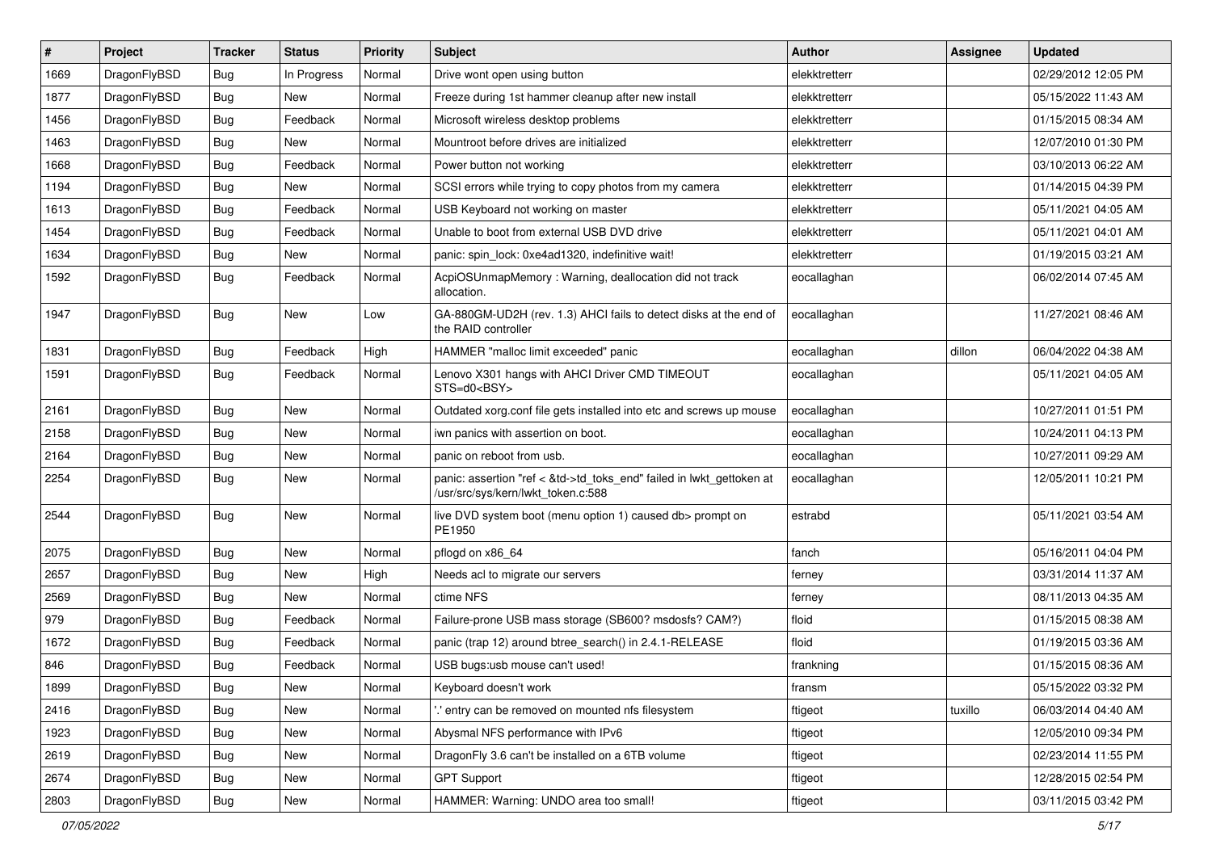| # | Project | Tracker | Status | Priority | Subject | Author | Assignee | Updated |
|---|---|---|---|---|---|---|---|---|
| 1669 | DragonFlyBSD | Bug | In Progress | Normal | Drive wont open using button | elekktretterr | | 02/29/2012 12:05 PM |
| 1877 | DragonFlyBSD | Bug | New | Normal | Freeze during 1st hammer cleanup after new install | elekktretterr | | 05/15/2022 11:43 AM |
| 1456 | DragonFlyBSD | Bug | Feedback | Normal | Microsoft wireless desktop problems | elekktretterr | | 01/15/2015 08:34 AM |
| 1463 | DragonFlyBSD | Bug | New | Normal | Mountroot before drives are initialized | elekktretterr | | 12/07/2010 01:30 PM |
| 1668 | DragonFlyBSD | Bug | Feedback | Normal | Power button not working | elekktretterr | | 03/10/2013 06:22 AM |
| 1194 | DragonFlyBSD | Bug | New | Normal | SCSI errors while trying to copy photos from my camera | elekktretterr | | 01/14/2015 04:39 PM |
| 1613 | DragonFlyBSD | Bug | Feedback | Normal | USB Keyboard not working on master | elekktretterr | | 05/11/2021 04:05 AM |
| 1454 | DragonFlyBSD | Bug | Feedback | Normal | Unable to boot from external USB DVD drive | elekktretterr | | 05/11/2021 04:01 AM |
| 1634 | DragonFlyBSD | Bug | New | Normal | panic: spin_lock: 0xe4ad1320, indefinitive wait! | elekktretterr | | 01/19/2015 03:21 AM |
| 1592 | DragonFlyBSD | Bug | Feedback | Normal | AcpiOSUnmapMemory : Warning, deallocation did not track allocation. | eocallaghan | | 06/02/2014 07:45 AM |
| 1947 | DragonFlyBSD | Bug | New | Low | GA-880GM-UD2H (rev. 1.3) AHCI fails to detect disks at the end of the RAID controller | eocallaghan | | 11/27/2021 08:46 AM |
| 1831 | DragonFlyBSD | Bug | Feedback | High | HAMMER "malloc limit exceeded" panic | eocallaghan | dillon | 06/04/2022 04:38 AM |
| 1591 | DragonFlyBSD | Bug | Feedback | Normal | Lenovo X301 hangs with AHCI Driver CMD TIMEOUT STS=d0<BSY> | eocallaghan | | 05/11/2021 04:05 AM |
| 2161 | DragonFlyBSD | Bug | New | Normal | Outdated xorg.conf file gets installed into etc and screws up mouse | eocallaghan | | 10/27/2011 01:51 PM |
| 2158 | DragonFlyBSD | Bug | New | Normal | iwn panics with assertion on boot. | eocallaghan | | 10/24/2011 04:13 PM |
| 2164 | DragonFlyBSD | Bug | New | Normal | panic on reboot from usb. | eocallaghan | | 10/27/2011 09:29 AM |
| 2254 | DragonFlyBSD | Bug | New | Normal | panic: assertion "ref < &td->td_toks_end" failed in lwkt_gettoken at /usr/src/sys/kern/lwkt_token.c:588 | eocallaghan | | 12/05/2011 10:21 PM |
| 2544 | DragonFlyBSD | Bug | New | Normal | live DVD system boot (menu option 1) caused db> prompt on PE1950 | estrabd | | 05/11/2021 03:54 AM |
| 2075 | DragonFlyBSD | Bug | New | Normal | pflogd on x86_64 | fanch | | 05/16/2011 04:04 PM |
| 2657 | DragonFlyBSD | Bug | New | High | Needs acl to migrate our servers | ferney | | 03/31/2014 11:37 AM |
| 2569 | DragonFlyBSD | Bug | New | Normal | ctime NFS | ferney | | 08/11/2013 04:35 AM |
| 979 | DragonFlyBSD | Bug | Feedback | Normal | Failure-prone USB mass storage (SB600? msdosfs? CAM?) | floid | | 01/15/2015 08:38 AM |
| 1672 | DragonFlyBSD | Bug | Feedback | Normal | panic (trap 12) around btree_search() in 2.4.1-RELEASE | floid | | 01/19/2015 03:36 AM |
| 846 | DragonFlyBSD | Bug | Feedback | Normal | USB bugs:usb mouse can't used! | frankning | | 01/15/2015 08:36 AM |
| 1899 | DragonFlyBSD | Bug | New | Normal | Keyboard doesn't work | fransm | | 05/15/2022 03:32 PM |
| 2416 | DragonFlyBSD | Bug | New | Normal | '.' entry can be removed on mounted nfs filesystem | ftigeot | tuxillo | 06/03/2014 04:40 AM |
| 1923 | DragonFlyBSD | Bug | New | Normal | Abysmal NFS performance with IPv6 | ftigeot | | 12/05/2010 09:34 PM |
| 2619 | DragonFlyBSD | Bug | New | Normal | DragonFly 3.6 can't be installed on a 6TB volume | ftigeot | | 02/23/2014 11:55 PM |
| 2674 | DragonFlyBSD | Bug | New | Normal | GPT Support | ftigeot | | 12/28/2015 02:54 PM |
| 2803 | DragonFlyBSD | Bug | New | Normal | HAMMER: Warning: UNDO area too small! | ftigeot | | 03/11/2015 03:42 PM |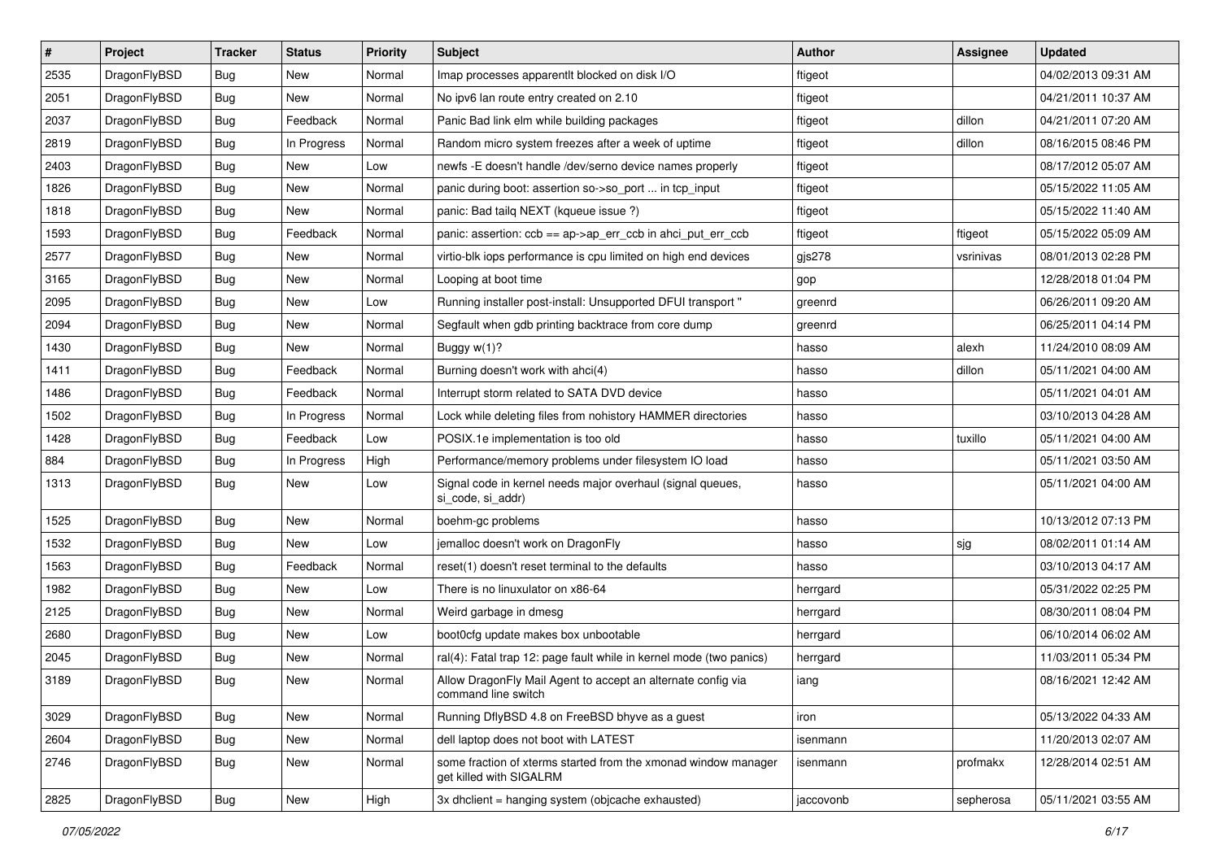| # | Project | Tracker | Status | Priority | Subject | Author | Assignee | Updated |
|---|---|---|---|---|---|---|---|---|
| 2535 | DragonFlyBSD | Bug | New | Normal | Imap processes apparentlt blocked on disk I/O | ftigeot | | 04/02/2013 09:31 AM |
| 2051 | DragonFlyBSD | Bug | New | Normal | No ipv6 lan route entry created on 2.10 | ftigeot | | 04/21/2011 10:37 AM |
| 2037 | DragonFlyBSD | Bug | Feedback | Normal | Panic Bad link elm while building packages | ftigeot | dillon | 04/21/2011 07:20 AM |
| 2819 | DragonFlyBSD | Bug | In Progress | Normal | Random micro system freezes after a week of uptime | ftigeot | dillon | 08/16/2015 08:46 PM |
| 2403 | DragonFlyBSD | Bug | New | Low | newfs -E doesn't handle /dev/serno device names properly | ftigeot | | 08/17/2012 05:07 AM |
| 1826 | DragonFlyBSD | Bug | New | Normal | panic during boot: assertion so->so_port ... in tcp_input | ftigeot | | 05/15/2022 11:05 AM |
| 1818 | DragonFlyBSD | Bug | New | Normal | panic: Bad tailq NEXT (kqueue issue ?) | ftigeot | | 05/15/2022 11:40 AM |
| 1593 | DragonFlyBSD | Bug | Feedback | Normal | panic: assertion: ccb == ap->ap_err_ccb in ahci_put_err_ccb | ftigeot | ftigeot | 05/15/2022 05:09 AM |
| 2577 | DragonFlyBSD | Bug | New | Normal | virtio-blk iops performance is cpu limited on high end devices | gjs278 | vsrinivas | 08/01/2013 02:28 PM |
| 3165 | DragonFlyBSD | Bug | New | Normal | Looping at boot time | gop | | 12/28/2018 01:04 PM |
| 2095 | DragonFlyBSD | Bug | New | Low | Running installer post-install: Unsupported DFUI transport " | greenrd | | 06/26/2011 09:20 AM |
| 2094 | DragonFlyBSD | Bug | New | Normal | Segfault when gdb printing backtrace from core dump | greenrd | | 06/25/2011 04:14 PM |
| 1430 | DragonFlyBSD | Bug | New | Normal | Buggy w(1)? | hasso | alexh | 11/24/2010 08:09 AM |
| 1411 | DragonFlyBSD | Bug | Feedback | Normal | Burning doesn't work with ahci(4) | hasso | dillon | 05/11/2021 04:00 AM |
| 1486 | DragonFlyBSD | Bug | Feedback | Normal | Interrupt storm related to SATA DVD device | hasso | | 05/11/2021 04:01 AM |
| 1502 | DragonFlyBSD | Bug | In Progress | Normal | Lock while deleting files from nohistory HAMMER directories | hasso | | 03/10/2013 04:28 AM |
| 1428 | DragonFlyBSD | Bug | Feedback | Low | POSIX.1e implementation is too old | hasso | tuxillo | 05/11/2021 04:00 AM |
| 884 | DragonFlyBSD | Bug | In Progress | High | Performance/memory problems under filesystem IO load | hasso | | 05/11/2021 03:50 AM |
| 1313 | DragonFlyBSD | Bug | New | Low | Signal code in kernel needs major overhaul (signal queues, si_code, si_addr) | hasso | | 05/11/2021 04:00 AM |
| 1525 | DragonFlyBSD | Bug | New | Normal | boehm-gc problems | hasso | | 10/13/2012 07:13 PM |
| 1532 | DragonFlyBSD | Bug | New | Low | jemalloc doesn't work on DragonFly | hasso | sjg | 08/02/2011 01:14 AM |
| 1563 | DragonFlyBSD | Bug | Feedback | Normal | reset(1) doesn't reset terminal to the defaults | hasso | | 03/10/2013 04:17 AM |
| 1982 | DragonFlyBSD | Bug | New | Low | There is no linuxulator on x86-64 | herrgard | | 05/31/2022 02:25 PM |
| 2125 | DragonFlyBSD | Bug | New | Normal | Weird garbage in dmesg | herrgard | | 08/30/2011 08:04 PM |
| 2680 | DragonFlyBSD | Bug | New | Low | boot0cfg update makes box unbootable | herrgard | | 06/10/2014 06:02 AM |
| 2045 | DragonFlyBSD | Bug | New | Normal | ral(4): Fatal trap 12: page fault while in kernel mode (two panics) | herrgard | | 11/03/2011 05:34 PM |
| 3189 | DragonFlyBSD | Bug | New | Normal | Allow DragonFly Mail Agent to accept an alternate config via command line switch | iang | | 08/16/2021 12:42 AM |
| 3029 | DragonFlyBSD | Bug | New | Normal | Running DflyBSD 4.8 on FreeBSD bhyve as a guest | iron | | 05/13/2022 04:33 AM |
| 2604 | DragonFlyBSD | Bug | New | Normal | dell laptop does not boot with LATEST | isenmann | | 11/20/2013 02:07 AM |
| 2746 | DragonFlyBSD | Bug | New | Normal | some fraction of xterms started from the xmonad window manager get killed with SIGALRM | isenmann | profmakx | 12/28/2014 02:51 AM |
| 2825 | DragonFlyBSD | Bug | New | High | 3x dhclient = hanging system (objcache exhausted) | jaccovonb | sepherosa | 05/11/2021 03:55 AM |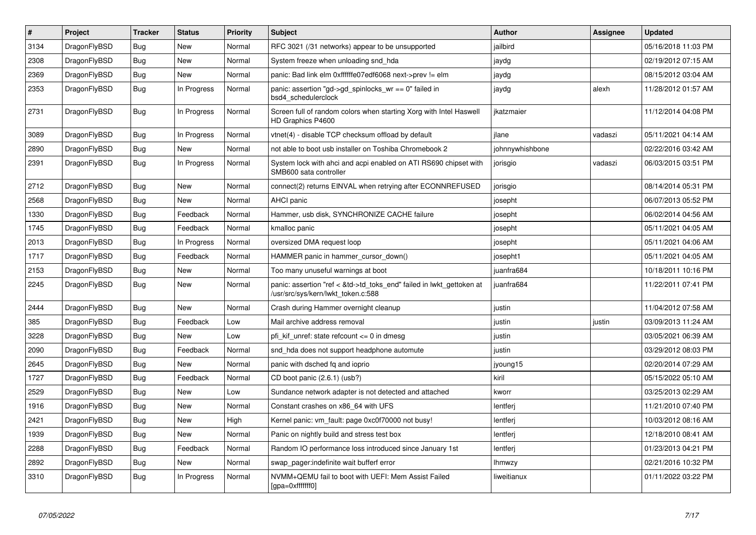| # | Project | Tracker | Status | Priority | Subject | Author | Assignee | Updated |
|---|---|---|---|---|---|---|---|---|
| 3134 | DragonFlyBSD | Bug | New | Normal | RFC 3021 (/31 networks) appear to be unsupported | jailbird | | 05/16/2018 11:03 PM |
| 2308 | DragonFlyBSD | Bug | New | Normal | System freeze when unloading snd_hda | jaydg | | 02/19/2012 07:15 AM |
| 2369 | DragonFlyBSD | Bug | New | Normal | panic: Bad link elm 0xffffffe07edf6068 next->prev != elm | jaydg | | 08/15/2012 03:04 AM |
| 2353 | DragonFlyBSD | Bug | In Progress | Normal | panic: assertion "gd->gd_spinlocks_wr == 0" failed in bsd4_schedulerclock | jaydg | alexh | 11/28/2012 01:57 AM |
| 2731 | DragonFlyBSD | Bug | In Progress | Normal | Screen full of random colors when starting Xorg with Intel Haswell HD Graphics P4600 | jkatzmaier | | 11/12/2014 04:08 PM |
| 3089 | DragonFlyBSD | Bug | In Progress | Normal | vtnet(4) - disable TCP checksum offload by default | jlane | vadaszi | 05/11/2021 04:14 AM |
| 2890 | DragonFlyBSD | Bug | New | Normal | not able to boot usb installer on Toshiba Chromebook 2 | johnnywhishbone | | 02/22/2016 03:42 AM |
| 2391 | DragonFlyBSD | Bug | In Progress | Normal | System lock with ahci and acpi enabled on ATI RS690 chipset with SMB600 sata controller | jorisgio | vadaszi | 06/03/2015 03:51 PM |
| 2712 | DragonFlyBSD | Bug | New | Normal | connect(2) returns EINVAL when retrying after ECONNREFUSED | jorisgio | | 08/14/2014 05:31 PM |
| 2568 | DragonFlyBSD | Bug | New | Normal | AHCI panic | josepht | | 06/07/2013 05:52 PM |
| 1330 | DragonFlyBSD | Bug | Feedback | Normal | Hammer, usb disk, SYNCHRONIZE CACHE failure | josepht | | 06/02/2014 04:56 AM |
| 1745 | DragonFlyBSD | Bug | Feedback | Normal | kmalloc panic | josepht | | 05/11/2021 04:05 AM |
| 2013 | DragonFlyBSD | Bug | In Progress | Normal | oversized DMA request loop | josepht | | 05/11/2021 04:06 AM |
| 1717 | DragonFlyBSD | Bug | Feedback | Normal | HAMMER panic in hammer_cursor_down() | josepht1 | | 05/11/2021 04:05 AM |
| 2153 | DragonFlyBSD | Bug | New | Normal | Too many unuseful warnings at boot | juanfra684 | | 10/18/2011 10:16 PM |
| 2245 | DragonFlyBSD | Bug | New | Normal | panic: assertion "ref < &td->td_toks_end" failed in lwkt_gettoken at /usr/src/sys/kern/lwkt_token.c:588 | juanfra684 | | 11/22/2011 07:41 PM |
| 2444 | DragonFlyBSD | Bug | New | Normal | Crash during Hammer overnight cleanup | justin | | 11/04/2012 07:58 AM |
| 385 | DragonFlyBSD | Bug | Feedback | Low | Mail archive address removal | justin | justin | 03/09/2013 11:24 AM |
| 3228 | DragonFlyBSD | Bug | New | Low | pfi_kif_unref: state refcount <= 0 in dmesg | justin | | 03/05/2021 06:39 AM |
| 2090 | DragonFlyBSD | Bug | Feedback | Normal | snd_hda does not support headphone automute | justin | | 03/29/2012 08:03 PM |
| 2645 | DragonFlyBSD | Bug | New | Normal | panic with dsched fq and ioprio | jyoung15 | | 02/20/2014 07:29 AM |
| 1727 | DragonFlyBSD | Bug | Feedback | Normal | CD boot panic (2.6.1) (usb?) | kiril | | 05/15/2022 05:10 AM |
| 2529 | DragonFlyBSD | Bug | New | Low | Sundance network adapter is not detected and attached | kworr | | 03/25/2013 02:29 AM |
| 1916 | DragonFlyBSD | Bug | New | Normal | Constant crashes on x86_64 with UFS | lentferj | | 11/21/2010 07:40 PM |
| 2421 | DragonFlyBSD | Bug | New | High | Kernel panic: vm_fault: page 0xc0f70000 not busy! | lentferj | | 10/03/2012 08:16 AM |
| 1939 | DragonFlyBSD | Bug | New | Normal | Panic on nightly build and stress test box | lentferj | | 12/18/2010 08:41 AM |
| 2288 | DragonFlyBSD | Bug | Feedback | Normal | Random IO performance loss introduced since January 1st | lentferj | | 01/23/2013 04:21 PM |
| 2892 | DragonFlyBSD | Bug | New | Normal | swap_pager:indefinite wait bufferf error | lhmwzy | | 02/21/2016 10:32 PM |
| 3310 | DragonFlyBSD | Bug | In Progress | Normal | NVMM+QEMU fail to boot with UEFI: Mem Assist Failed [gpa=0xfffffff0] | liweitianux | | 01/11/2022 03:22 PM |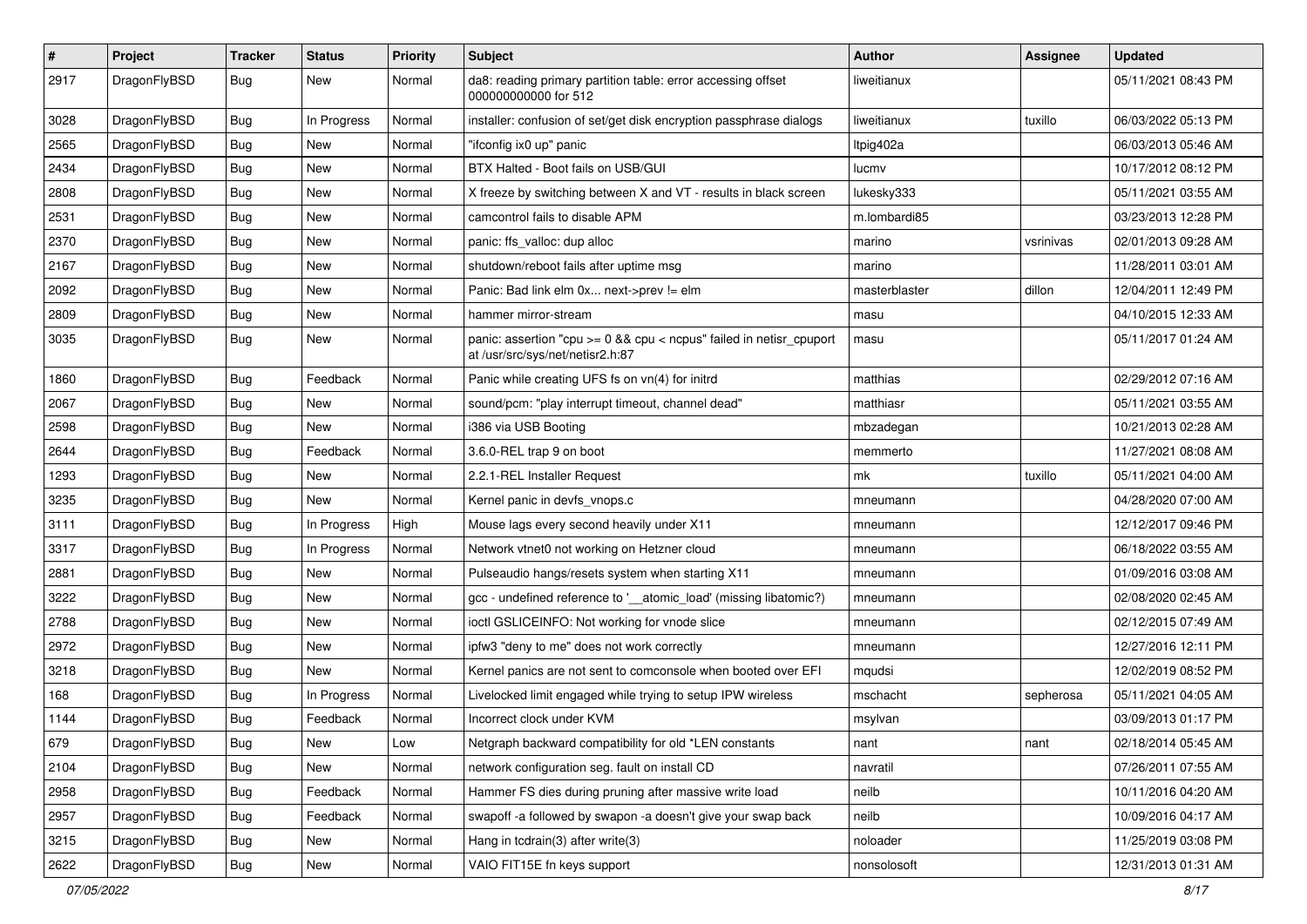| # | Project | Tracker | Status | Priority | Subject | Author | Assignee | Updated |
|---|---|---|---|---|---|---|---|---|
| 2917 | DragonFlyBSD | Bug | New | Normal | da8: reading primary partition table: error accessing offset 000000000000 for 512 | liweitianux | | 05/11/2021 08:43 PM |
| 3028 | DragonFlyBSD | Bug | In Progress | Normal | installer: confusion of set/get disk encryption passphrase dialogs | liweitianux | tuxillo | 06/03/2022 05:13 PM |
| 2565 | DragonFlyBSD | Bug | New | Normal | "ifconfig ix0 up" panic | Itpig402a | | 06/03/2013 05:46 AM |
| 2434 | DragonFlyBSD | Bug | New | Normal | BTX Halted - Boot fails on USB/GUI | lucmv | | 10/17/2012 08:12 PM |
| 2808 | DragonFlyBSD | Bug | New | Normal | X freeze by switching between X and VT - results in black screen | lukesky333 | | 05/11/2021 03:55 AM |
| 2531 | DragonFlyBSD | Bug | New | Normal | camcontrol fails to disable APM | m.lombardi85 | | 03/23/2013 12:28 PM |
| 2370 | DragonFlyBSD | Bug | New | Normal | panic: ffs_valloc: dup alloc | marino | vsrinivas | 02/01/2013 09:28 AM |
| 2167 | DragonFlyBSD | Bug | New | Normal | shutdown/reboot fails after uptime msg | marino | | 11/28/2011 03:01 AM |
| 2092 | DragonFlyBSD | Bug | New | Normal | Panic: Bad link elm 0x... next->prev != elm | masterblaster | dillon | 12/04/2011 12:49 PM |
| 2809 | DragonFlyBSD | Bug | New | Normal | hammer mirror-stream | masu | | 04/10/2015 12:33 AM |
| 3035 | DragonFlyBSD | Bug | New | Normal | panic: assertion "cpu >= 0 && cpu < ncpus" failed in netisr_cpuport at /usr/src/sys/net/netisr2.h:87 | masu | | 05/11/2017 01:24 AM |
| 1860 | DragonFlyBSD | Bug | Feedback | Normal | Panic while creating UFS fs on vn(4) for initrd | matthias | | 02/29/2012 07:16 AM |
| 2067 | DragonFlyBSD | Bug | New | Normal | sound/pcm: "play interrupt timeout, channel dead" | matthiasr | | 05/11/2021 03:55 AM |
| 2598 | DragonFlyBSD | Bug | New | Normal | i386 via USB Booting | mbzadegan | | 10/21/2013 02:28 AM |
| 2644 | DragonFlyBSD | Bug | Feedback | Normal | 3.6.0-REL trap 9 on boot | memmerto | | 11/27/2021 08:08 AM |
| 1293 | DragonFlyBSD | Bug | New | Normal | 2.2.1-REL Installer Request | mk | tuxillo | 05/11/2021 04:00 AM |
| 3235 | DragonFlyBSD | Bug | New | Normal | Kernel panic in devfs_vnops.c | mneumann | | 04/28/2020 07:00 AM |
| 3111 | DragonFlyBSD | Bug | In Progress | High | Mouse lags every second heavily under X11 | mneumann | | 12/12/2017 09:46 PM |
| 3317 | DragonFlyBSD | Bug | In Progress | Normal | Network vtnet0 not working on Hetzner cloud | mneumann | | 06/18/2022 03:55 AM |
| 2881 | DragonFlyBSD | Bug | New | Normal | Pulseaudio hangs/resets system when starting X11 | mneumann | | 01/09/2016 03:08 AM |
| 3222 | DragonFlyBSD | Bug | New | Normal | gcc - undefined reference to '__atomic_load' (missing libatomic?) | mneumann | | 02/08/2020 02:45 AM |
| 2788 | DragonFlyBSD | Bug | New | Normal | ioctl GSLICEINFO: Not working for vnode slice | mneumann | | 02/12/2015 07:49 AM |
| 2972 | DragonFlyBSD | Bug | New | Normal | ipfw3 "deny to me" does not work correctly | mneumann | | 12/27/2016 12:11 PM |
| 3218 | DragonFlyBSD | Bug | New | Normal | Kernel panics are not sent to comconsole when booted over EFI | mqudsi | | 12/02/2019 08:52 PM |
| 168 | DragonFlyBSD | Bug | In Progress | Normal | Livelocked limit engaged while trying to setup IPW wireless | mschacht | sepherosa | 05/11/2021 04:05 AM |
| 1144 | DragonFlyBSD | Bug | Feedback | Normal | Incorrect clock under KVM | msylvan | | 03/09/2013 01:17 PM |
| 679 | DragonFlyBSD | Bug | New | Low | Netgraph backward compatibility for old *LEN constants | nant | nant | 02/18/2014 05:45 AM |
| 2104 | DragonFlyBSD | Bug | New | Normal | network configuration seg. fault on install CD | navratil | | 07/26/2011 07:55 AM |
| 2958 | DragonFlyBSD | Bug | Feedback | Normal | Hammer FS dies during pruning after massive write load | neilb | | 10/11/2016 04:20 AM |
| 2957 | DragonFlyBSD | Bug | Feedback | Normal | swapoff -a followed by swapon -a doesn't give your swap back | neilb | | 10/09/2016 04:17 AM |
| 3215 | DragonFlyBSD | Bug | New | Normal | Hang in tcdrain(3) after write(3) | noloader | | 11/25/2019 03:08 PM |
| 2622 | DragonFlyBSD | Bug | New | Normal | VAIO FIT15E fn keys support | nonsolosoft | | 12/31/2013 01:31 AM |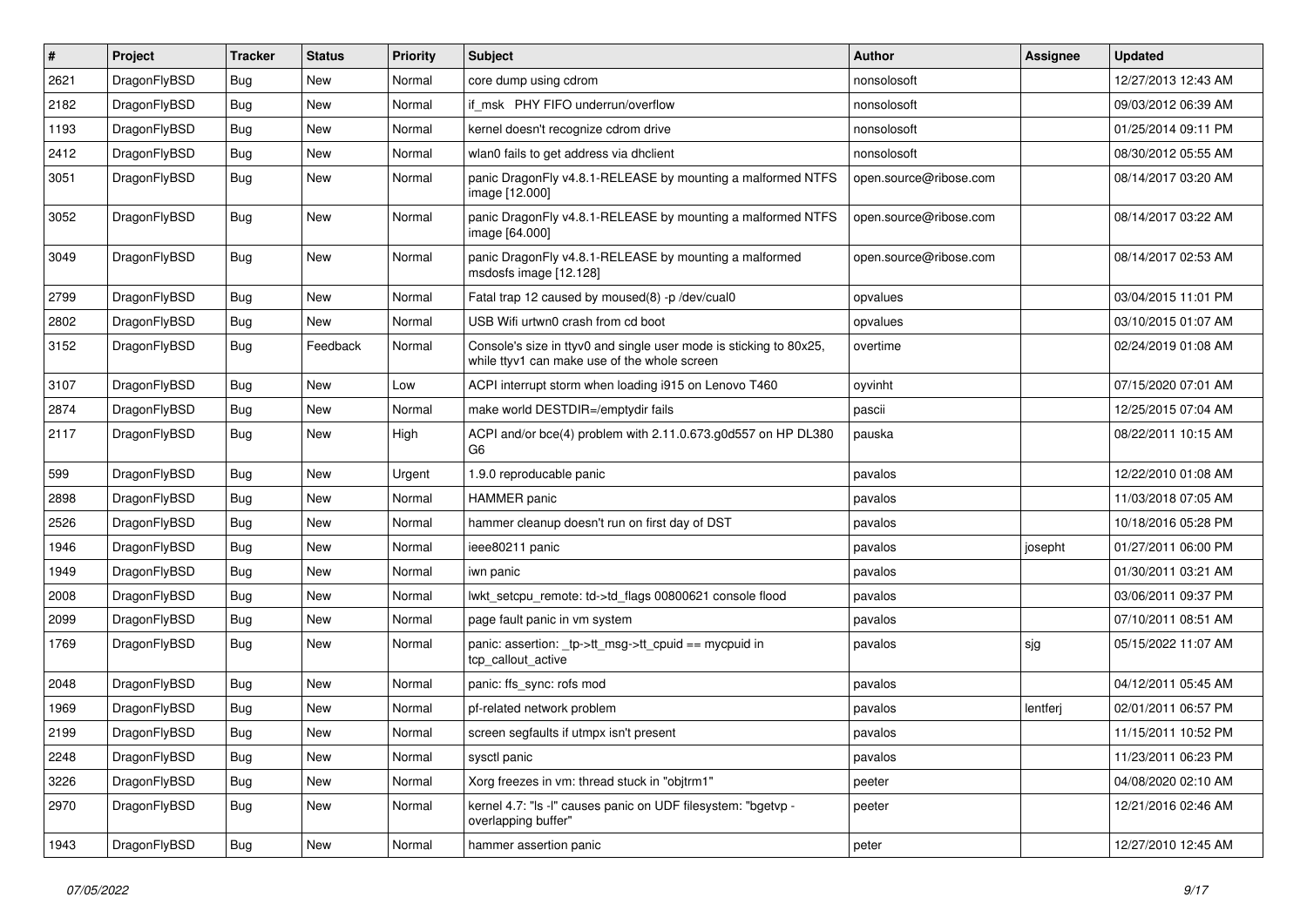| # | Project | Tracker | Status | Priority | Subject | Author | Assignee | Updated |
|---|---|---|---|---|---|---|---|---|
| 2621 | DragonFlyBSD | Bug | New | Normal | core dump using cdrom | nonsolosoft | | 12/27/2013 12:43 AM |
| 2182 | DragonFlyBSD | Bug | New | Normal | if_msk PHY FIFO underrun/overflow | nonsolosoft | | 09/03/2012 06:39 AM |
| 1193 | DragonFlyBSD | Bug | New | Normal | kernel doesn't recognize cdrom drive | nonsolosoft | | 01/25/2014 09:11 PM |
| 2412 | DragonFlyBSD | Bug | New | Normal | wlan0 fails to get address via dhclient | nonsolosoft | | 08/30/2012 05:55 AM |
| 3051 | DragonFlyBSD | Bug | New | Normal | panic DragonFly v4.8.1-RELEASE by mounting a malformed NTFS image [12.000] | open.source@ribose.com | | 08/14/2017 03:20 AM |
| 3052 | DragonFlyBSD | Bug | New | Normal | panic DragonFly v4.8.1-RELEASE by mounting a malformed NTFS image [64.000] | open.source@ribose.com | | 08/14/2017 03:22 AM |
| 3049 | DragonFlyBSD | Bug | New | Normal | panic DragonFly v4.8.1-RELEASE by mounting a malformed msdosfs image [12.128] | open.source@ribose.com | | 08/14/2017 02:53 AM |
| 2799 | DragonFlyBSD | Bug | New | Normal | Fatal trap 12 caused by moused(8) -p /dev/cual0 | opvalues | | 03/04/2015 11:01 PM |
| 2802 | DragonFlyBSD | Bug | New | Normal | USB Wifi urtwn0 crash from cd boot | opvalues | | 03/10/2015 01:07 AM |
| 3152 | DragonFlyBSD | Bug | Feedback | Normal | Console's size in ttyv0 and single user mode is sticking to 80x25, while ttyv1 can make use of the whole screen | overtime | | 02/24/2019 01:08 AM |
| 3107 | DragonFlyBSD | Bug | New | Low | ACPI interrupt storm when loading i915 on Lenovo T460 | oyvinht | | 07/15/2020 07:01 AM |
| 2874 | DragonFlyBSD | Bug | New | Normal | make world DESTDIR=/emptydir fails | pascii | | 12/25/2015 07:04 AM |
| 2117 | DragonFlyBSD | Bug | New | High | ACPI and/or bce(4) problem with 2.11.0.673.g0d557 on HP DL380 G6 | pauska | | 08/22/2011 10:15 AM |
| 599 | DragonFlyBSD | Bug | New | Urgent | 1.9.0 reproducable panic | pavalos | | 12/22/2010 01:08 AM |
| 2898 | DragonFlyBSD | Bug | New | Normal | HAMMER panic | pavalos | | 11/03/2018 07:05 AM |
| 2526 | DragonFlyBSD | Bug | New | Normal | hammer cleanup doesn't run on first day of DST | pavalos | | 10/18/2016 05:28 PM |
| 1946 | DragonFlyBSD | Bug | New | Normal | ieee80211 panic | pavalos | josepht | 01/27/2011 06:00 PM |
| 1949 | DragonFlyBSD | Bug | New | Normal | iwn panic | pavalos | | 01/30/2011 03:21 AM |
| 2008 | DragonFlyBSD | Bug | New | Normal | lwkt_setcpu_remote: td->td_flags 00800621 console flood | pavalos | | 03/06/2011 09:37 PM |
| 2099 | DragonFlyBSD | Bug | New | Normal | page fault panic in vm system | pavalos | | 07/10/2011 08:51 AM |
| 1769 | DragonFlyBSD | Bug | New | Normal | panic: assertion: _tp->tt_msg->tt_cpuid == mycpuid in tcp_callout_active | pavalos | sjg | 05/15/2022 11:07 AM |
| 2048 | DragonFlyBSD | Bug | New | Normal | panic: ffs_sync: rofs mod | pavalos | | 04/12/2011 05:45 AM |
| 1969 | DragonFlyBSD | Bug | New | Normal | pf-related network problem | pavalos | lentferj | 02/01/2011 06:57 PM |
| 2199 | DragonFlyBSD | Bug | New | Normal | screen segfaults if utmpx isn't present | pavalos | | 11/15/2011 10:52 PM |
| 2248 | DragonFlyBSD | Bug | New | Normal | sysctl panic | pavalos | | 11/23/2011 06:23 PM |
| 3226 | DragonFlyBSD | Bug | New | Normal | Xorg freezes in vm: thread stuck in "objtrm1" | peeter | | 04/08/2020 02:10 AM |
| 2970 | DragonFlyBSD | Bug | New | Normal | kernel 4.7: "ls -l" causes panic on UDF filesystem: "bgetvp - overlapping buffer" | peeter | | 12/21/2016 02:46 AM |
| 1943 | DragonFlyBSD | Bug | New | Normal | hammer assertion panic | peter | | 12/27/2010 12:45 AM |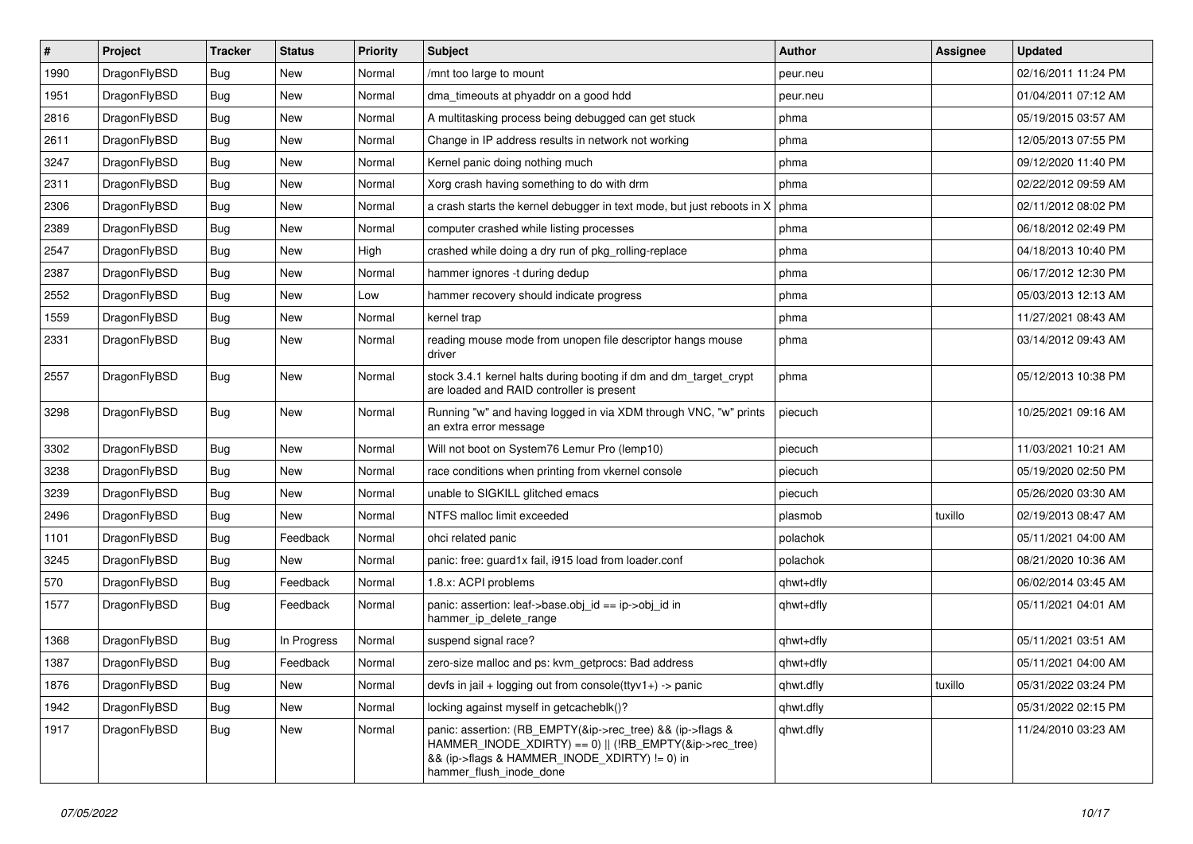| # | Project | Tracker | Status | Priority | Subject | Author | Assignee | Updated |
|---|---|---|---|---|---|---|---|---|
| 1990 | DragonFlyBSD | Bug | New | Normal | /mnt too large to mount | peur.neu | | 02/16/2011 11:24 PM |
| 1951 | DragonFlyBSD | Bug | New | Normal | dma_timeouts at phyaddr on a good hdd | peur.neu | | 01/04/2011 07:12 AM |
| 2816 | DragonFlyBSD | Bug | New | Normal | A multitasking process being debugged can get stuck | phma | | 05/19/2015 03:57 AM |
| 2611 | DragonFlyBSD | Bug | New | Normal | Change in IP address results in network not working | phma | | 12/05/2013 07:55 PM |
| 3247 | DragonFlyBSD | Bug | New | Normal | Kernel panic doing nothing much | phma | | 09/12/2020 11:40 PM |
| 2311 | DragonFlyBSD | Bug | New | Normal | Xorg crash having something to do with drm | phma | | 02/22/2012 09:59 AM |
| 2306 | DragonFlyBSD | Bug | New | Normal | a crash starts the kernel debugger in text mode, but just reboots in X | phma | | 02/11/2012 08:02 PM |
| 2389 | DragonFlyBSD | Bug | New | Normal | computer crashed while listing processes | phma | | 06/18/2012 02:49 PM |
| 2547 | DragonFlyBSD | Bug | New | High | crashed while doing a dry run of pkg_rolling-replace | phma | | 04/18/2013 10:40 PM |
| 2387 | DragonFlyBSD | Bug | New | Normal | hammer ignores -t during dedup | phma | | 06/17/2012 12:30 PM |
| 2552 | DragonFlyBSD | Bug | New | Low | hammer recovery should indicate progress | phma | | 05/03/2013 12:13 AM |
| 1559 | DragonFlyBSD | Bug | New | Normal | kernel trap | phma | | 11/27/2021 08:43 AM |
| 2331 | DragonFlyBSD | Bug | New | Normal | reading mouse mode from unopen file descriptor hangs mouse driver | phma | | 03/14/2012 09:43 AM |
| 2557 | DragonFlyBSD | Bug | New | Normal | stock 3.4.1 kernel halts during booting if dm and dm_target_crypt are loaded and RAID controller is present | phma | | 05/12/2013 10:38 PM |
| 3298 | DragonFlyBSD | Bug | New | Normal | Running "w" and having logged in via XDM through VNC, "w" prints an extra error message | piecuch | | 10/25/2021 09:16 AM |
| 3302 | DragonFlyBSD | Bug | New | Normal | Will not boot on System76 Lemur Pro (lemp10) | piecuch | | 11/03/2021 10:21 AM |
| 3238 | DragonFlyBSD | Bug | New | Normal | race conditions when printing from vkernel console | piecuch | | 05/19/2020 02:50 PM |
| 3239 | DragonFlyBSD | Bug | New | Normal | unable to SIGKILL glitched emacs | piecuch | | 05/26/2020 03:30 AM |
| 2496 | DragonFlyBSD | Bug | New | Normal | NTFS malloc limit exceeded | plasmob | tuxillo | 02/19/2013 08:47 AM |
| 1101 | DragonFlyBSD | Bug | Feedback | Normal | ohci related panic | polachok | | 05/11/2021 04:00 AM |
| 3245 | DragonFlyBSD | Bug | New | Normal | panic: free: guard1x fail, i915 load from loader.conf | polachok | | 08/21/2020 10:36 AM |
| 570 | DragonFlyBSD | Bug | Feedback | Normal | 1.8.x: ACPI problems | qhwt+dfly | | 06/02/2014 03:45 AM |
| 1577 | DragonFlyBSD | Bug | Feedback | Normal | panic: assertion: leaf->base.obj_id == ip->obj_id in hammer_ip_delete_range | qhwt+dfly | | 05/11/2021 04:01 AM |
| 1368 | DragonFlyBSD | Bug | In Progress | Normal | suspend signal race? | qhwt+dfly | | 05/11/2021 03:51 AM |
| 1387 | DragonFlyBSD | Bug | Feedback | Normal | zero-size malloc and ps: kvm_getprocs: Bad address | qhwt+dfly | | 05/11/2021 04:00 AM |
| 1876 | DragonFlyBSD | Bug | New | Normal | devfs in jail + logging out from console(ttyv1+) -> panic | qhwt.dfly | tuxillo | 05/31/2022 03:24 PM |
| 1942 | DragonFlyBSD | Bug | New | Normal | locking against myself in getcacheblk()? | qhwt.dfly | | 05/31/2022 02:15 PM |
| 1917 | DragonFlyBSD | Bug | New | Normal | panic: assertion: (RB_EMPTY(&ip->rec_tree) && (ip->flags & HAMMER_INODE_XDIRTY) == 0) \|\| (!RB_EMPTY(&ip->rec_tree) && (ip->flags & HAMMER_INODE_XDIRTY) != 0) in hammer_flush_inode_done | qhwt.dfly | | 11/24/2010 03:23 AM |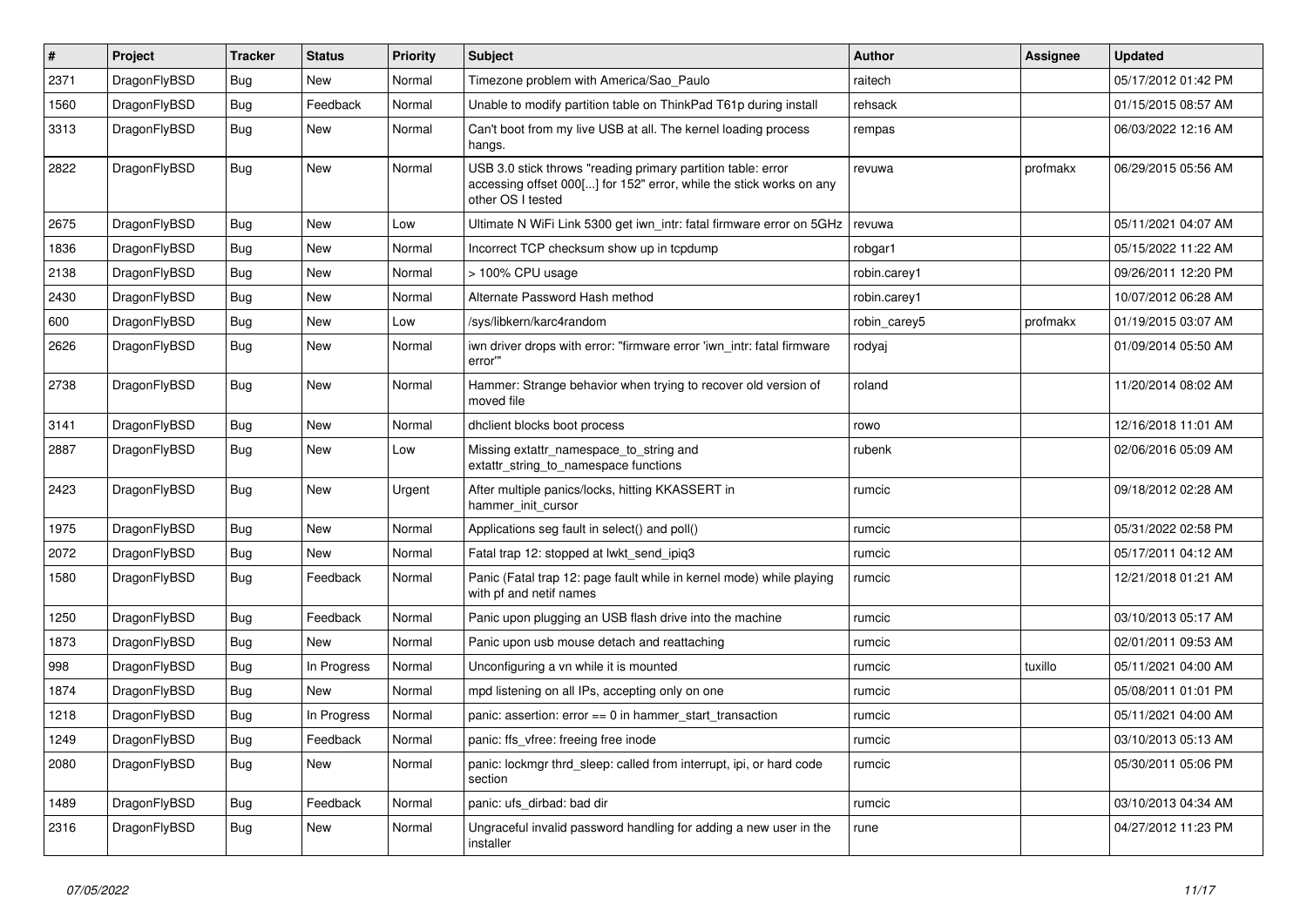| # | Project | Tracker | Status | Priority | Subject | Author | Assignee | Updated |
|---|---|---|---|---|---|---|---|---|
| 2371 | DragonFlyBSD | Bug | New | Normal | Timezone problem with America/Sao_Paulo | raitech | | 05/17/2012 01:42 PM |
| 1560 | DragonFlyBSD | Bug | Feedback | Normal | Unable to modify partition table on ThinkPad T61p during install | rehsack | | 01/15/2015 08:57 AM |
| 3313 | DragonFlyBSD | Bug | New | Normal | Can't boot from my live USB at all. The kernel loading process hangs. | rempas | | 06/03/2022 12:16 AM |
| 2822 | DragonFlyBSD | Bug | New | Normal | USB 3.0 stick throws "reading primary partition table: error accessing offset 000[...] for 152" error, while the stick works on any other OS I tested | revuwa | profmakx | 06/29/2015 05:56 AM |
| 2675 | DragonFlyBSD | Bug | New | Low | Ultimate N WiFi Link 5300 get iwn_intr: fatal firmware error on 5GHz | revuwa | | 05/11/2021 04:07 AM |
| 1836 | DragonFlyBSD | Bug | New | Normal | Incorrect TCP checksum show up in tcpdump | robgar1 | | 05/15/2022 11:22 AM |
| 2138 | DragonFlyBSD | Bug | New | Normal | > 100% CPU usage | robin.carey1 | | 09/26/2011 12:20 PM |
| 2430 | DragonFlyBSD | Bug | New | Normal | Alternate Password Hash method | robin.carey1 | | 10/07/2012 06:28 AM |
| 600 | DragonFlyBSD | Bug | New | Low | /sys/libkern/karc4random | robin_carey5 | profmakx | 01/19/2015 03:07 AM |
| 2626 | DragonFlyBSD | Bug | New | Normal | iwn driver drops with error: "firmware error 'iwn_intr: fatal firmware error'" | rodyaj | | 01/09/2014 05:50 AM |
| 2738 | DragonFlyBSD | Bug | New | Normal | Hammer: Strange behavior when trying to recover old version of moved file | roland | | 11/20/2014 08:02 AM |
| 3141 | DragonFlyBSD | Bug | New | Normal | dhclient blocks boot process | rowo | | 12/16/2018 11:01 AM |
| 2887 | DragonFlyBSD | Bug | New | Low | Missing extattr_namespace_to_string and extattr_string_to_namespace functions | rubenk | | 02/06/2016 05:09 AM |
| 2423 | DragonFlyBSD | Bug | New | Urgent | After multiple panics/locks, hitting KKASSERT in hammer_init_cursor | rumcic | | 09/18/2012 02:28 AM |
| 1975 | DragonFlyBSD | Bug | New | Normal | Applications seg fault in select() and poll() | rumcic | | 05/31/2022 02:58 PM |
| 2072 | DragonFlyBSD | Bug | New | Normal | Fatal trap 12: stopped at lwkt_send_ipiq3 | rumcic | | 05/17/2011 04:12 AM |
| 1580 | DragonFlyBSD | Bug | Feedback | Normal | Panic (Fatal trap 12: page fault while in kernel mode) while playing with pf and netif names | rumcic | | 12/21/2018 01:21 AM |
| 1250 | DragonFlyBSD | Bug | Feedback | Normal | Panic upon plugging an USB flash drive into the machine | rumcic | | 03/10/2013 05:17 AM |
| 1873 | DragonFlyBSD | Bug | New | Normal | Panic upon usb mouse detach and reattaching | rumcic | | 02/01/2011 09:53 AM |
| 998 | DragonFlyBSD | Bug | In Progress | Normal | Unconfiguring a vn while it is mounted | rumcic | tuxillo | 05/11/2021 04:00 AM |
| 1874 | DragonFlyBSD | Bug | New | Normal | mpd listening on all IPs, accepting only on one | rumcic | | 05/08/2011 01:01 PM |
| 1218 | DragonFlyBSD | Bug | In Progress | Normal | panic: assertion: error == 0 in hammer_start_transaction | rumcic | | 05/11/2021 04:00 AM |
| 1249 | DragonFlyBSD | Bug | Feedback | Normal | panic: ffs_vfree: freeing free inode | rumcic | | 03/10/2013 05:13 AM |
| 2080 | DragonFlyBSD | Bug | New | Normal | panic: lockmgr thrd_sleep: called from interrupt, ipi, or hard code section | rumcic | | 05/30/2011 05:06 PM |
| 1489 | DragonFlyBSD | Bug | Feedback | Normal | panic: ufs_dirbad: bad dir | rumcic | | 03/10/2013 04:34 AM |
| 2316 | DragonFlyBSD | Bug | New | Normal | Ungraceful invalid password handling for adding a new user in the installer | rune | | 04/27/2012 11:23 PM |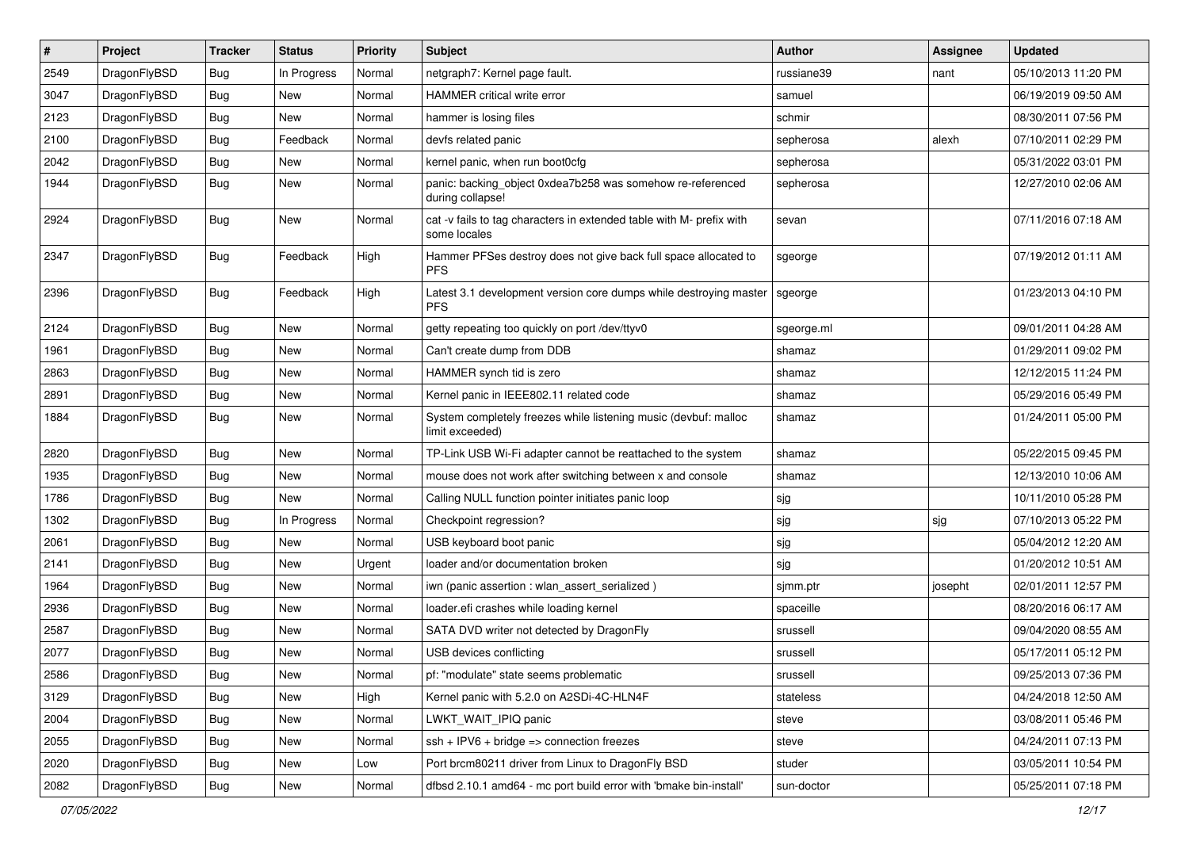| # | Project | Tracker | Status | Priority | Subject | Author | Assignee | Updated |
|---|---|---|---|---|---|---|---|---|
| 2549 | DragonFlyBSD | Bug | In Progress | Normal | netgraph7: Kernel page fault. | russiane39 | nant | 05/10/2013 11:20 PM |
| 3047 | DragonFlyBSD | Bug | New | Normal | HAMMER critical write error | samuel | | 06/19/2019 09:50 AM |
| 2123 | DragonFlyBSD | Bug | New | Normal | hammer is losing files | schmir | | 08/30/2011 07:56 PM |
| 2100 | DragonFlyBSD | Bug | Feedback | Normal | devfs related panic | sepherosa | alexh | 07/10/2011 02:29 PM |
| 2042 | DragonFlyBSD | Bug | New | Normal | kernel panic, when run boot0cfg | sepherosa | | 05/31/2022 03:01 PM |
| 1944 | DragonFlyBSD | Bug | New | Normal | panic: backing_object 0xdea7b258 was somehow re-referenced during collapse! | sepherosa | | 12/27/2010 02:06 AM |
| 2924 | DragonFlyBSD | Bug | New | Normal | cat -v fails to tag characters in extended table with M- prefix with some locales | sevan | | 07/11/2016 07:18 AM |
| 2347 | DragonFlyBSD | Bug | Feedback | High | Hammer PFSes destroy does not give back full space allocated to PFS | sgeorge | | 07/19/2012 01:11 AM |
| 2396 | DragonFlyBSD | Bug | Feedback | High | Latest 3.1 development version core dumps while destroying master PFS | sgeorge | | 01/23/2013 04:10 PM |
| 2124 | DragonFlyBSD | Bug | New | Normal | getty repeating too quickly on port /dev/ttyv0 | sgeorge.ml | | 09/01/2011 04:28 AM |
| 1961 | DragonFlyBSD | Bug | New | Normal | Can't create dump from DDB | shamaz | | 01/29/2011 09:02 PM |
| 2863 | DragonFlyBSD | Bug | New | Normal | HAMMER synch tid is zero | shamaz | | 12/12/2015 11:24 PM |
| 2891 | DragonFlyBSD | Bug | New | Normal | Kernel panic in IEEE802.11 related code | shamaz | | 05/29/2016 05:49 PM |
| 1884 | DragonFlyBSD | Bug | New | Normal | System completely freezes while listening music (devbuf: malloc limit exceeded) | shamaz | | 01/24/2011 05:00 PM |
| 2820 | DragonFlyBSD | Bug | New | Normal | TP-Link USB Wi-Fi adapter cannot be reattached to the system | shamaz | | 05/22/2015 09:45 PM |
| 1935 | DragonFlyBSD | Bug | New | Normal | mouse does not work after switching between x and console | shamaz | | 12/13/2010 10:06 AM |
| 1786 | DragonFlyBSD | Bug | New | Normal | Calling NULL function pointer initiates panic loop | sjg | | 10/11/2010 05:28 PM |
| 1302 | DragonFlyBSD | Bug | In Progress | Normal | Checkpoint regression? | sjg | sjg | 07/10/2013 05:22 PM |
| 2061 | DragonFlyBSD | Bug | New | Normal | USB keyboard boot panic | sjg | | 05/04/2012 12:20 AM |
| 2141 | DragonFlyBSD | Bug | New | Urgent | loader and/or documentation broken | sjg | | 01/20/2012 10:51 AM |
| 1964 | DragonFlyBSD | Bug | New | Normal | iwn (panic assertion : wlan_assert_serialized ) | sjmm.ptr | josepht | 02/01/2011 12:57 PM |
| 2936 | DragonFlyBSD | Bug | New | Normal | loader.efi crashes while loading kernel | spaceille | | 08/20/2016 06:17 AM |
| 2587 | DragonFlyBSD | Bug | New | Normal | SATA DVD writer not detected by DragonFly | srussell | | 09/04/2020 08:55 AM |
| 2077 | DragonFlyBSD | Bug | New | Normal | USB devices conflicting | srussell | | 05/17/2011 05:12 PM |
| 2586 | DragonFlyBSD | Bug | New | Normal | pf: "modulate" state seems problematic | srussell | | 09/25/2013 07:36 PM |
| 3129 | DragonFlyBSD | Bug | New | High | Kernel panic with 5.2.0 on A2SDi-4C-HLN4F | stateless | | 04/24/2018 12:50 AM |
| 2004 | DragonFlyBSD | Bug | New | Normal | LWKT_WAIT_IPIQ panic | steve | | 03/08/2011 05:46 PM |
| 2055 | DragonFlyBSD | Bug | New | Normal | ssh + IPV6 + bridge => connection freezes | steve | | 04/24/2011 07:13 PM |
| 2020 | DragonFlyBSD | Bug | New | Low | Port brcm80211 driver from Linux to DragonFly BSD | studer | | 03/05/2011 10:54 PM |
| 2082 | DragonFlyBSD | Bug | New | Normal | dfbsd 2.10.1 amd64 - mc port build error with 'bmake bin-install' | sun-doctor | | 05/25/2011 07:18 PM |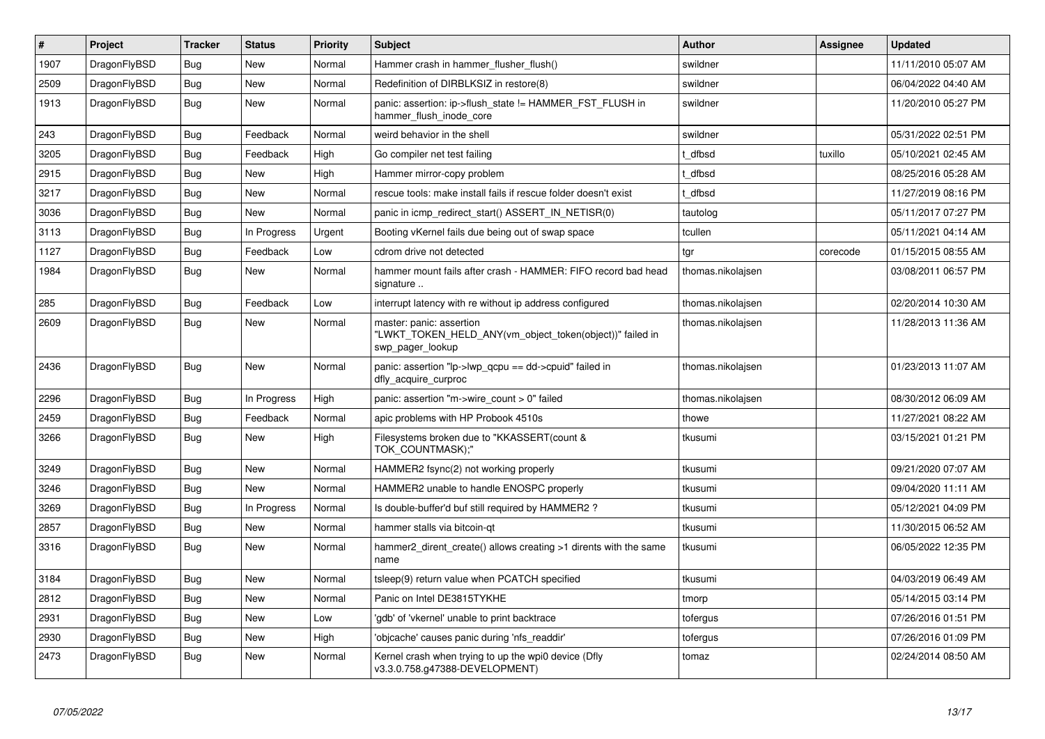| # | Project | Tracker | Status | Priority | Subject | Author | Assignee | Updated |
|---|---|---|---|---|---|---|---|---|
| 1907 | DragonFlyBSD | Bug | New | Normal | Hammer crash in hammer_flusher_flush() | swildner | | 11/11/2010 05:07 AM |
| 2509 | DragonFlyBSD | Bug | New | Normal | Redefinition of DIRBLKSIZ in restore(8) | swildner | | 06/04/2022 04:40 AM |
| 1913 | DragonFlyBSD | Bug | New | Normal | panic: assertion: ip->flush_state != HAMMER_FST_FLUSH in hammer_flush_inode_core | swildner | | 11/20/2010 05:27 PM |
| 243 | DragonFlyBSD | Bug | Feedback | Normal | weird behavior in the shell | swildner | | 05/31/2022 02:51 PM |
| 3205 | DragonFlyBSD | Bug | Feedback | High | Go compiler net test failing | t_dfbsd | tuxillo | 05/10/2021 02:45 AM |
| 2915 | DragonFlyBSD | Bug | New | High | Hammer mirror-copy problem | t_dfbsd | | 08/25/2016 05:28 AM |
| 3217 | DragonFlyBSD | Bug | New | Normal | rescue tools: make install fails if rescue folder doesn't exist | t_dfbsd | | 11/27/2019 08:16 PM |
| 3036 | DragonFlyBSD | Bug | New | Normal | panic in icmp_redirect_start() ASSERT_IN_NETISR(0) | tautolog | | 05/11/2017 07:27 PM |
| 3113 | DragonFlyBSD | Bug | In Progress | Urgent | Booting vKernel fails due being out of swap space | tcullen | | 05/11/2021 04:14 AM |
| 1127 | DragonFlyBSD | Bug | Feedback | Low | cdrom drive not detected | tgr | corecode | 01/15/2015 08:55 AM |
| 1984 | DragonFlyBSD | Bug | New | Normal | hammer mount fails after crash - HAMMER: FIFO record bad head signature .. | thomas.nikolajsen | | 03/08/2011 06:57 PM |
| 285 | DragonFlyBSD | Bug | Feedback | Low | interrupt latency with re without ip address configured | thomas.nikolajsen | | 02/20/2014 10:30 AM |
| 2609 | DragonFlyBSD | Bug | New | Normal | master: panic: assertion "LWKT_TOKEN_HELD_ANY(vm_object_token(object))" failed in swp_pager_lookup | thomas.nikolajsen | | 11/28/2013 11:36 AM |
| 2436 | DragonFlyBSD | Bug | New | Normal | panic: assertion "lp->lwp_qcpu == dd->cpuid" failed in dfly_acquire_curproc | thomas.nikolajsen | | 01/23/2013 11:07 AM |
| 2296 | DragonFlyBSD | Bug | In Progress | High | panic: assertion "m->wire_count > 0" failed | thomas.nikolajsen | | 08/30/2012 06:09 AM |
| 2459 | DragonFlyBSD | Bug | Feedback | Normal | apic problems with HP Probook 4510s | thowe | | 11/27/2021 08:22 AM |
| 3266 | DragonFlyBSD | Bug | New | High | Filesystems broken due to "KKASSERT(count & TOK_COUNTMASK);" | tkusumi | | 03/15/2021 01:21 PM |
| 3249 | DragonFlyBSD | Bug | New | Normal | HAMMER2 fsync(2) not working properly | tkusumi | | 09/21/2020 07:07 AM |
| 3246 | DragonFlyBSD | Bug | New | Normal | HAMMER2 unable to handle ENOSPC properly | tkusumi | | 09/04/2020 11:11 AM |
| 3269 | DragonFlyBSD | Bug | In Progress | Normal | Is double-buffer'd buf still required by HAMMER2 ? | tkusumi | | 05/12/2021 04:09 PM |
| 2857 | DragonFlyBSD | Bug | New | Normal | hammer stalls via bitcoin-qt | tkusumi | | 11/30/2015 06:52 AM |
| 3316 | DragonFlyBSD | Bug | New | Normal | hammer2_dirent_create() allows creating >1 dirents with the same name | tkusumi | | 06/05/2022 12:35 PM |
| 3184 | DragonFlyBSD | Bug | New | Normal | tsleep(9) return value when PCATCH specified | tkusumi | | 04/03/2019 06:49 AM |
| 2812 | DragonFlyBSD | Bug | New | Normal | Panic on Intel DE3815TYKHE | tmorp | | 05/14/2015 03:14 PM |
| 2931 | DragonFlyBSD | Bug | New | Low | 'gdb' of 'vkernel' unable to print backtrace | tofergus | | 07/26/2016 01:51 PM |
| 2930 | DragonFlyBSD | Bug | New | High | 'objcache' causes panic during 'nfs_readdir' | tofergus | | 07/26/2016 01:09 PM |
| 2473 | DragonFlyBSD | Bug | New | Normal | Kernel crash when trying to up the wpi0 device (Dfly v3.3.0.758.g47388-DEVELOPMENT) | tomaz | | 02/24/2014 08:50 AM |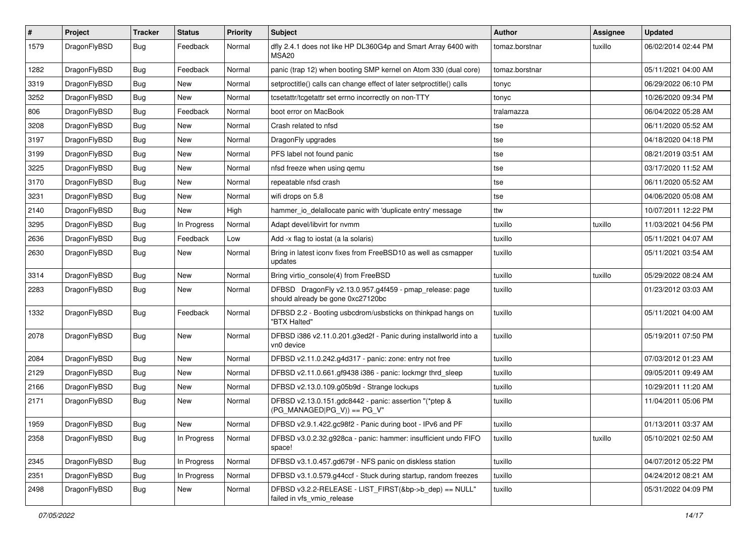| # | Project | Tracker | Status | Priority | Subject | Author | Assignee | Updated |
|---|---|---|---|---|---|---|---|---|
| 1579 | DragonFlyBSD | Bug | Feedback | Normal | dfly 2.4.1 does not like HP DL360G4p and Smart Array 6400 with MSA20 | tomaz.borstnar | tuxillo | 06/02/2014 02:44 PM |
| 1282 | DragonFlyBSD | Bug | Feedback | Normal | panic (trap 12) when booting SMP kernel on Atom 330 (dual core) | tomaz.borstnar | | 05/11/2021 04:00 AM |
| 3319 | DragonFlyBSD | Bug | New | Normal | setproctitle() calls can change effect of later setproctitle() calls | tonyc | | 06/29/2022 06:10 PM |
| 3252 | DragonFlyBSD | Bug | New | Normal | tcsetattr/tcgetattr set errno incorrectly on non-TTY | tonyc | | 10/26/2020 09:34 PM |
| 806 | DragonFlyBSD | Bug | Feedback | Normal | boot error on MacBook | tralamazza | | 06/04/2022 05:28 AM |
| 3208 | DragonFlyBSD | Bug | New | Normal | Crash related to nfsd | tse | | 06/11/2020 05:52 AM |
| 3197 | DragonFlyBSD | Bug | New | Normal | DragonFly upgrades | tse | | 04/18/2020 04:18 PM |
| 3199 | DragonFlyBSD | Bug | New | Normal | PFS label not found panic | tse | | 08/21/2019 03:51 AM |
| 3225 | DragonFlyBSD | Bug | New | Normal | nfsd freeze when using qemu | tse | | 03/17/2020 11:52 AM |
| 3170 | DragonFlyBSD | Bug | New | Normal | repeatable nfsd crash | tse | | 06/11/2020 05:52 AM |
| 3231 | DragonFlyBSD | Bug | New | Normal | wifi drops on 5.8 | tse | | 04/06/2020 05:08 AM |
| 2140 | DragonFlyBSD | Bug | New | High | hammer_io_delallocate panic with 'duplicate entry' message | ttw | | 10/07/2011 12:22 PM |
| 3295 | DragonFlyBSD | Bug | In Progress | Normal | Adapt devel/libvirt for nvmm | tuxillo | tuxillo | 11/03/2021 04:56 PM |
| 2636 | DragonFlyBSD | Bug | Feedback | Low | Add -x flag to iostat (a la solaris) | tuxillo | | 05/11/2021 04:07 AM |
| 2630 | DragonFlyBSD | Bug | New | Normal | Bring in latest iconv fixes from FreeBSD10 as well as csmapper updates | tuxillo | | 05/11/2021 03:54 AM |
| 3314 | DragonFlyBSD | Bug | New | Normal | Bring virtio_console(4) from FreeBSD | tuxillo | tuxillo | 05/29/2022 08:24 AM |
| 2283 | DragonFlyBSD | Bug | New | Normal | DFBSD DragonFly v2.13.0.957.g4f459 - pmap_release: page should already be gone 0xc27120bc | tuxillo | | 01/23/2012 03:03 AM |
| 1332 | DragonFlyBSD | Bug | Feedback | Normal | DFBSD 2.2 - Booting usbcdrom/usbsticks on thinkpad hangs on "BTX Halted" | tuxillo | | 05/11/2021 04:00 AM |
| 2078 | DragonFlyBSD | Bug | New | Normal | DFBSD i386 v2.11.0.201.g3ed2f - Panic during installworld into a vn0 device | tuxillo | | 05/19/2011 07:50 PM |
| 2084 | DragonFlyBSD | Bug | New | Normal | DFBSD v2.11.0.242.g4d317 - panic: zone: entry not free | tuxillo | | 07/03/2012 01:23 AM |
| 2129 | DragonFlyBSD | Bug | New | Normal | DFBSD v2.11.0.661.gf9438 i386 - panic: lockmgr thrd_sleep | tuxillo | | 09/05/2011 09:49 AM |
| 2166 | DragonFlyBSD | Bug | New | Normal | DFBSD v2.13.0.109.g05b9d - Strange lockups | tuxillo | | 10/29/2011 11:20 AM |
| 2171 | DragonFlyBSD | Bug | New | Normal | DFBSD v2.13.0.151.gdc8442 - panic: assertion "(*ptep & (PG_MANAGED\|PG_V)) == PG_V" | tuxillo | | 11/04/2011 05:06 PM |
| 1959 | DragonFlyBSD | Bug | New | Normal | DFBSD v2.9.1.422.gc98f2 - Panic during boot - IPv6 and PF | tuxillo | | 01/13/2011 03:37 AM |
| 2358 | DragonFlyBSD | Bug | In Progress | Normal | DFBSD v3.0.2.32.g928ca - panic: hammer: insufficient undo FIFO space! | tuxillo | tuxillo | 05/10/2021 02:50 AM |
| 2345 | DragonFlyBSD | Bug | In Progress | Normal | DFBSD v3.1.0.457.gd679f - NFS panic on diskless station | tuxillo | | 04/07/2012 05:22 PM |
| 2351 | DragonFlyBSD | Bug | In Progress | Normal | DFBSD v3.1.0.579.g44ccf - Stuck during startup, random freezes | tuxillo | | 04/24/2012 08:21 AM |
| 2498 | DragonFlyBSD | Bug | New | Normal | DFBSD v3.2.2-RELEASE - LIST_FIRST(&bp->b_dep) == NULL" failed in vfs_vmio_release | tuxillo | | 05/31/2022 04:09 PM |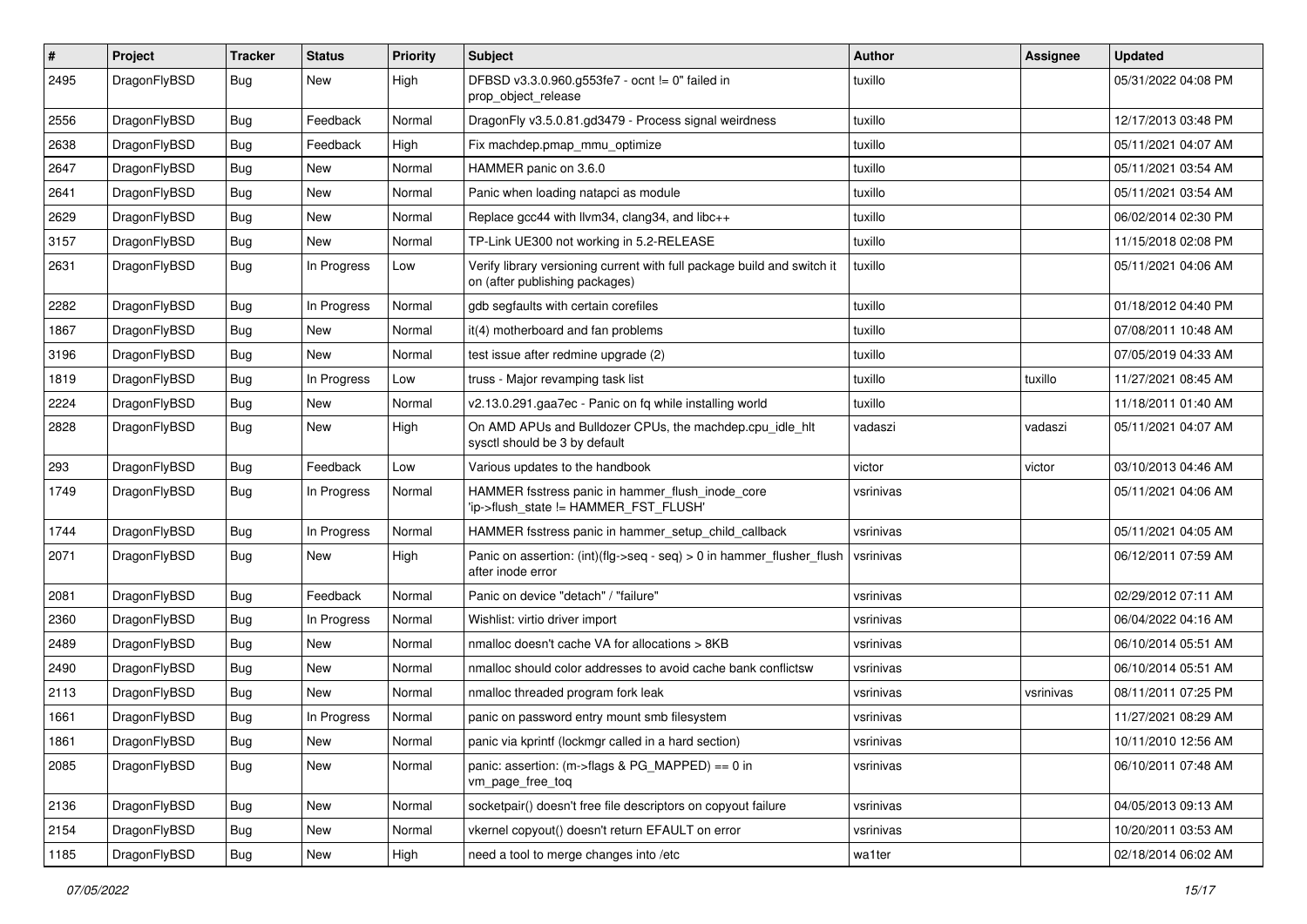| # | Project | Tracker | Status | Priority | Subject | Author | Assignee | Updated |
|---|---|---|---|---|---|---|---|---|
| 2495 | DragonFlyBSD | Bug | New | High | DFBSD v3.3.0.960.g553fe7 - ocnt != 0" failed in prop_object_release | tuxillo | | 05/31/2022 04:08 PM |
| 2556 | DragonFlyBSD | Bug | Feedback | Normal | DragonFly v3.5.0.81.gd3479 - Process signal weirdness | tuxillo | | 12/17/2013 03:48 PM |
| 2638 | DragonFlyBSD | Bug | Feedback | High | Fix machdep.pmap_mmu_optimize | tuxillo | | 05/11/2021 04:07 AM |
| 2647 | DragonFlyBSD | Bug | New | Normal | HAMMER panic on 3.6.0 | tuxillo | | 05/11/2021 03:54 AM |
| 2641 | DragonFlyBSD | Bug | New | Normal | Panic when loading natapci as module | tuxillo | | 05/11/2021 03:54 AM |
| 2629 | DragonFlyBSD | Bug | New | Normal | Replace gcc44 with llvm34, clang34, and libc++ | tuxillo | | 06/02/2014 02:30 PM |
| 3157 | DragonFlyBSD | Bug | New | Normal | TP-Link UE300 not working in 5.2-RELEASE | tuxillo | | 11/15/2018 02:08 PM |
| 2631 | DragonFlyBSD | Bug | In Progress | Low | Verify library versioning current with full package build and switch it on (after publishing packages) | tuxillo | | 05/11/2021 04:06 AM |
| 2282 | DragonFlyBSD | Bug | In Progress | Normal | gdb segfaults with certain corefiles | tuxillo | | 01/18/2012 04:40 PM |
| 1867 | DragonFlyBSD | Bug | New | Normal | it(4) motherboard and fan problems | tuxillo | | 07/08/2011 10:48 AM |
| 3196 | DragonFlyBSD | Bug | New | Normal | test issue after redmine upgrade (2) | tuxillo | | 07/05/2019 04:33 AM |
| 1819 | DragonFlyBSD | Bug | In Progress | Low | truss - Major revamping task list | tuxillo | tuxillo | 11/27/2021 08:45 AM |
| 2224 | DragonFlyBSD | Bug | New | Normal | v2.13.0.291.gaa7ec - Panic on fq while installing world | tuxillo | | 11/18/2011 01:40 AM |
| 2828 | DragonFlyBSD | Bug | New | High | On AMD APUs and Bulldozer CPUs, the machdep.cpu_idle_hlt sysctl should be 3 by default | vadaszi | vadaszi | 05/11/2021 04:07 AM |
| 293 | DragonFlyBSD | Bug | Feedback | Low | Various updates to the handbook | victor | victor | 03/10/2013 04:46 AM |
| 1749 | DragonFlyBSD | Bug | In Progress | Normal | HAMMER fsstress panic in hammer_flush_inode_core 'ip->flush_state != HAMMER_FST_FLUSH' | vsrinivas | | 05/11/2021 04:06 AM |
| 1744 | DragonFlyBSD | Bug | In Progress | Normal | HAMMER fsstress panic in hammer_setup_child_callback | vsrinivas | | 05/11/2021 04:05 AM |
| 2071 | DragonFlyBSD | Bug | New | High | Panic on assertion: (int)(flg->seq - seq) > 0 in hammer_flusher_flush after inode error | vsrinivas | | 06/12/2011 07:59 AM |
| 2081 | DragonFlyBSD | Bug | Feedback | Normal | Panic on device "detach" / "failure" | vsrinivas | | 02/29/2012 07:11 AM |
| 2360 | DragonFlyBSD | Bug | In Progress | Normal | Wishlist: virtio driver import | vsrinivas | | 06/04/2022 04:16 AM |
| 2489 | DragonFlyBSD | Bug | New | Normal | nmalloc doesn't cache VA for allocations > 8KB | vsrinivas | | 06/10/2014 05:51 AM |
| 2490 | DragonFlyBSD | Bug | New | Normal | nmalloc should color addresses to avoid cache bank conflictsw | vsrinivas | | 06/10/2014 05:51 AM |
| 2113 | DragonFlyBSD | Bug | New | Normal | nmalloc threaded program fork leak | vsrinivas | vsrinivas | 08/11/2011 07:25 PM |
| 1661 | DragonFlyBSD | Bug | In Progress | Normal | panic on password entry mount smb filesystem | vsrinivas | | 11/27/2021 08:29 AM |
| 1861 | DragonFlyBSD | Bug | New | Normal | panic via kprintf (lockmgr called in a hard section) | vsrinivas | | 10/11/2010 12:56 AM |
| 2085 | DragonFlyBSD | Bug | New | Normal | panic: assertion: (m->flags & PG_MAPPED) == 0 in vm_page_free_toq | vsrinivas | | 06/10/2011 07:48 AM |
| 2136 | DragonFlyBSD | Bug | New | Normal | socketpair() doesn't free file descriptors on copyout failure | vsrinivas | | 04/05/2013 09:13 AM |
| 2154 | DragonFlyBSD | Bug | New | Normal | vkernel copyout() doesn't return EFAULT on error | vsrinivas | | 10/20/2011 03:53 AM |
| 1185 | DragonFlyBSD | Bug | New | High | need a tool to merge changes into /etc | wa1ter | | 02/18/2014 06:02 AM |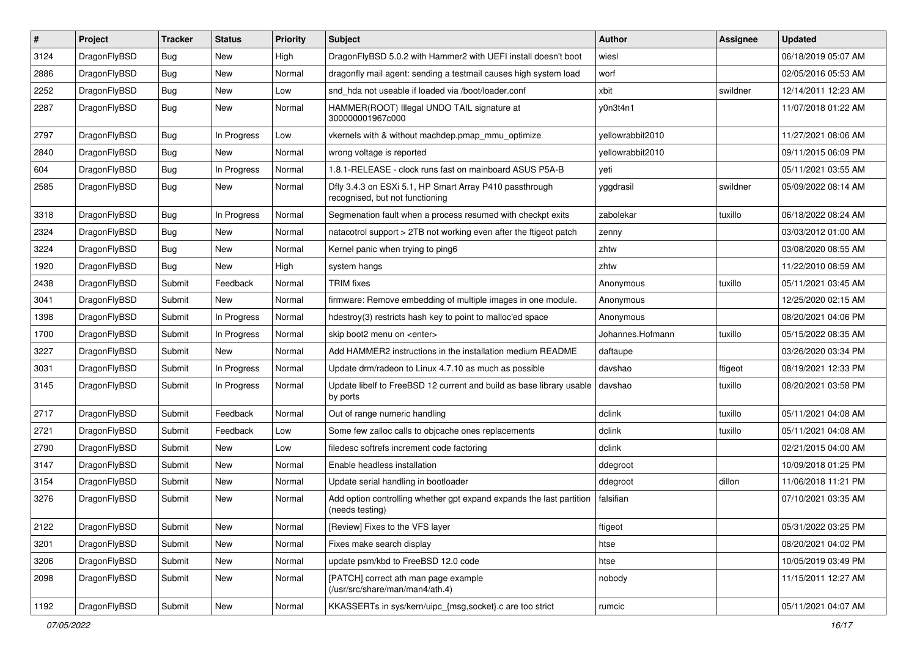| # | Project | Tracker | Status | Priority | Subject | Author | Assignee | Updated |
|---|---|---|---|---|---|---|---|---|
| 3124 | DragonFlyBSD | Bug | New | High | DragonFlyBSD 5.0.2 with Hammer2 with UEFI install doesn't boot | wiesl | | 06/18/2019 05:07 AM |
| 2886 | DragonFlyBSD | Bug | New | Normal | dragonfly mail agent: sending a testmail causes high system load | worf | | 02/05/2016 05:53 AM |
| 2252 | DragonFlyBSD | Bug | New | Low | snd_hda not useable if loaded via /boot/loader.conf | xbit | swildner | 12/14/2011 12:23 AM |
| 2287 | DragonFlyBSD | Bug | New | Normal | HAMMER(ROOT) Illegal UNDO TAIL signature at 300000001967c000 | y0n3t4n1 | | 11/07/2018 01:22 AM |
| 2797 | DragonFlyBSD | Bug | In Progress | Low | vkernels with & without machdep.pmap_mmu_optimize | yellowrabbit2010 | | 11/27/2021 08:06 AM |
| 2840 | DragonFlyBSD | Bug | New | Normal | wrong voltage is reported | yellowrabbit2010 | | 09/11/2015 06:09 PM |
| 604 | DragonFlyBSD | Bug | In Progress | Normal | 1.8.1-RELEASE - clock runs fast on mainboard ASUS P5A-B | yeti | | 05/11/2021 03:55 AM |
| 2585 | DragonFlyBSD | Bug | New | Normal | Dfly 3.4.3 on ESXi 5.1, HP Smart Array P410 passthrough recognised, but not functioning | yggdrasil | swildner | 05/09/2022 08:14 AM |
| 3318 | DragonFlyBSD | Bug | In Progress | Normal | Segmenation fault when a process resumed with checkpt exits | zabolekar | tuxillo | 06/18/2022 08:24 AM |
| 2324 | DragonFlyBSD | Bug | New | Normal | natacotrol support > 2TB not working even after the ftigeot patch | zenny | | 03/03/2012 01:00 AM |
| 3224 | DragonFlyBSD | Bug | New | Normal | Kernel panic when trying to ping6 | zhtw | | 03/08/2020 08:55 AM |
| 1920 | DragonFlyBSD | Bug | New | High | system hangs | zhtw | | 11/22/2010 08:59 AM |
| 2438 | DragonFlyBSD | Submit | Feedback | Normal | TRIM fixes | Anonymous | tuxillo | 05/11/2021 03:45 AM |
| 3041 | DragonFlyBSD | Submit | New | Normal | firmware: Remove embedding of multiple images in one module. | Anonymous | | 12/25/2020 02:15 AM |
| 1398 | DragonFlyBSD | Submit | In Progress | Normal | hdestroy(3) restricts hash key to point to malloc'ed space | Anonymous | | 08/20/2021 04:06 PM |
| 1700 | DragonFlyBSD | Submit | In Progress | Normal | skip boot2 menu on <enter> | Johannes.Hofmann | tuxillo | 05/15/2022 08:35 AM |
| 3227 | DragonFlyBSD | Submit | New | Normal | Add HAMMER2 instructions in the installation medium README | daftaupe | | 03/26/2020 03:34 PM |
| 3031 | DragonFlyBSD | Submit | In Progress | Normal | Update drm/radeon to Linux 4.7.10 as much as possible | davshao | ftigeot | 08/19/2021 12:33 PM |
| 3145 | DragonFlyBSD | Submit | In Progress | Normal | Update libelf to FreeBSD 12 current and build as base library usable by ports | davshao | tuxillo | 08/20/2021 03:58 PM |
| 2717 | DragonFlyBSD | Submit | Feedback | Normal | Out of range numeric handling | dclink | tuxillo | 05/11/2021 04:08 AM |
| 2721 | DragonFlyBSD | Submit | Feedback | Low | Some few zalloc calls to objcache ones replacements | dclink | tuxillo | 05/11/2021 04:08 AM |
| 2790 | DragonFlyBSD | Submit | New | Low | filedesc softrefs increment code factoring | dclink | | 02/21/2015 04:00 AM |
| 3147 | DragonFlyBSD | Submit | New | Normal | Enable headless installation | ddegroot | | 10/09/2018 01:25 PM |
| 3154 | DragonFlyBSD | Submit | New | Normal | Update serial handling in bootloader | ddegroot | dillon | 11/06/2018 11:21 PM |
| 3276 | DragonFlyBSD | Submit | New | Normal | Add option controlling whether gpt expand expands the last partition (needs testing) | falsifian | | 07/10/2021 03:35 AM |
| 2122 | DragonFlyBSD | Submit | New | Normal | [Review] Fixes to the VFS layer | ftigeot | | 05/31/2022 03:25 PM |
| 3201 | DragonFlyBSD | Submit | New | Normal | Fixes make search display | htse | | 08/20/2021 04:02 PM |
| 3206 | DragonFlyBSD | Submit | New | Normal | update psm/kbd to FreeBSD 12.0 code | htse | | 10/05/2019 03:49 PM |
| 2098 | DragonFlyBSD | Submit | New | Normal | [PATCH] correct ath man page example (/usr/src/share/man/man4/ath.4) | nobody | | 11/15/2011 12:27 AM |
| 1192 | DragonFlyBSD | Submit | New | Normal | KKASSERTs in sys/kern/uipc_{msg,socket}.c are too strict | rumcic | | 05/11/2021 04:07 AM |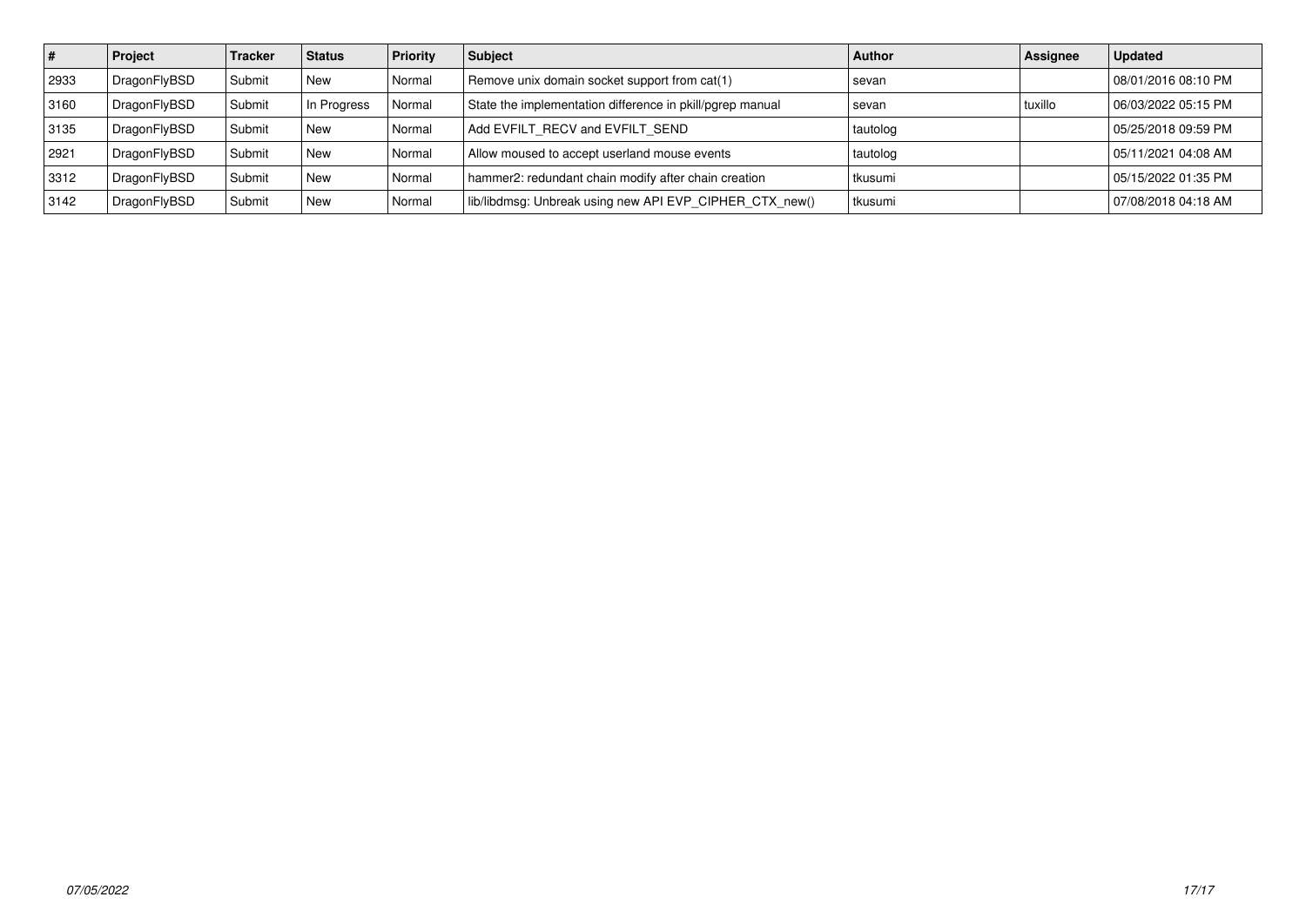| # | Project | Tracker | Status | Priority | Subject | Author | Assignee | Updated |
|---|---|---|---|---|---|---|---|---|
| 2933 | DragonFlyBSD | Submit | New | Normal | Remove unix domain socket support from cat(1) | sevan | | 08/01/2016 08:10 PM |
| 3160 | DragonFlyBSD | Submit | In Progress | Normal | State the implementation difference in pkill/pgrep manual | sevan | tuxillo | 06/03/2022 05:15 PM |
| 3135 | DragonFlyBSD | Submit | New | Normal | Add EVFILT_RECV and EVFILT_SEND | tautolog | | 05/25/2018 09:59 PM |
| 2921 | DragonFlyBSD | Submit | New | Normal | Allow moused to accept userland mouse events | tautolog | | 05/11/2021 04:08 AM |
| 3312 | DragonFlyBSD | Submit | New | Normal | hammer2: redundant chain modify after chain creation | tkusumi | | 05/15/2022 01:35 PM |
| 3142 | DragonFlyBSD | Submit | New | Normal | lib/libdmsg: Unbreak using new API EVP_CIPHER_CTX_new() | tkusumi | | 07/08/2018 04:18 AM |